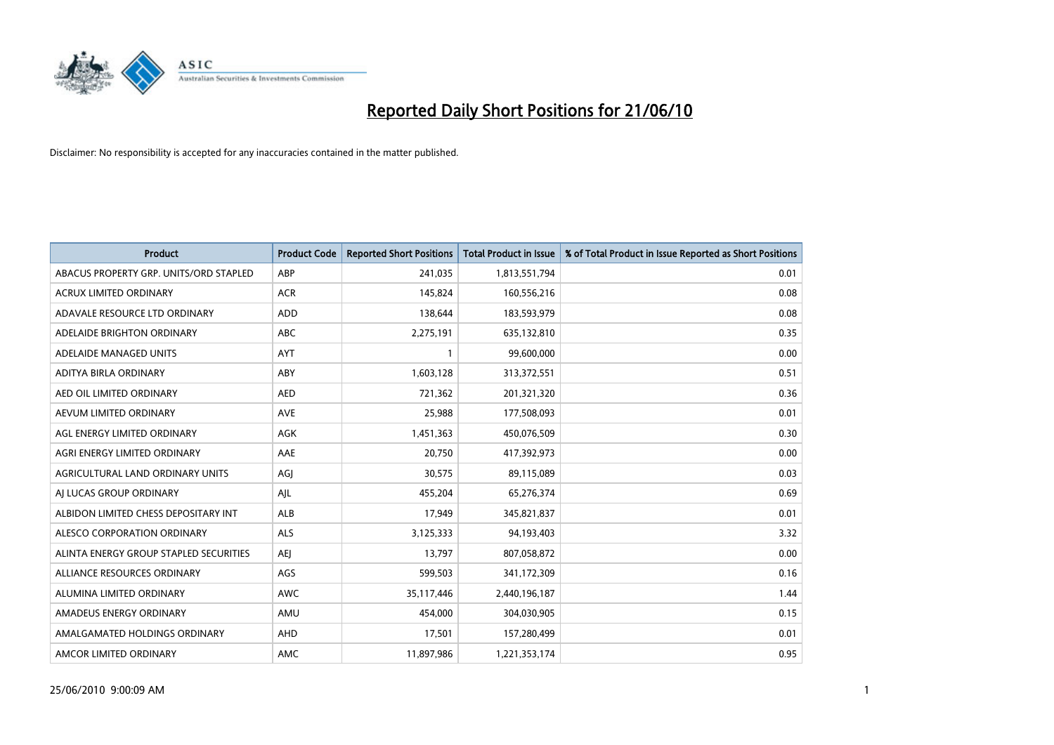# Reported Daily Short Positions for 21/06/10

Disclaimer: No responsibility is accepted for any inaccuracies contained in the matter published.

| Product | Product Code | Reported Short Positions | Total Product in Issue | % of Total Product in Issue Reported as Short Positions |
|---|---|---|---|---|
| ABACUS PROPERTY GRP. UNITS/ORD STAPLED | ABP | 241,035 | 1,813,551,794 | 0.01 |
| ACRUX LIMITED ORDINARY | ACR | 145,824 | 160,556,216 | 0.08 |
| ADAVALE RESOURCE LTD ORDINARY | ADD | 138,644 | 183,593,979 | 0.08 |
| ADELAIDE BRIGHTON ORDINARY | ABC | 2,275,191 | 635,132,810 | 0.35 |
| ADELAIDE MANAGED UNITS | AYT | 1 | 99,600,000 | 0.00 |
| ADITYA BIRLA ORDINARY | ABY | 1,603,128 | 313,372,551 | 0.51 |
| AED OIL LIMITED ORDINARY | AED | 721,362 | 201,321,320 | 0.36 |
| AEVUM LIMITED ORDINARY | AVE | 25,988 | 177,508,093 | 0.01 |
| AGL ENERGY LIMITED ORDINARY | AGK | 1,451,363 | 450,076,509 | 0.30 |
| AGRI ENERGY LIMITED ORDINARY | AAE | 20,750 | 417,392,973 | 0.00 |
| AGRICULTURAL LAND ORDINARY UNITS | AGJ | 30,575 | 89,115,089 | 0.03 |
| AJ LUCAS GROUP ORDINARY | AJL | 455,204 | 65,276,374 | 0.69 |
| ALBIDON LIMITED CHESS DEPOSITARY INT | ALB | 17,949 | 345,821,837 | 0.01 |
| ALESCO CORPORATION ORDINARY | ALS | 3,125,333 | 94,193,403 | 3.32 |
| ALINTA ENERGY GROUP STAPLED SECURITIES | AEJ | 13,797 | 807,058,872 | 0.00 |
| ALLIANCE RESOURCES ORDINARY | AGS | 599,503 | 341,172,309 | 0.16 |
| ALUMINA LIMITED ORDINARY | AWC | 35,117,446 | 2,440,196,187 | 1.44 |
| AMADEUS ENERGY ORDINARY | AMU | 454,000 | 304,030,905 | 0.15 |
| AMALGAMATED HOLDINGS ORDINARY | AHD | 17,501 | 157,280,499 | 0.01 |
| AMCOR LIMITED ORDINARY | AMC | 11,897,986 | 1,221,353,174 | 0.95 |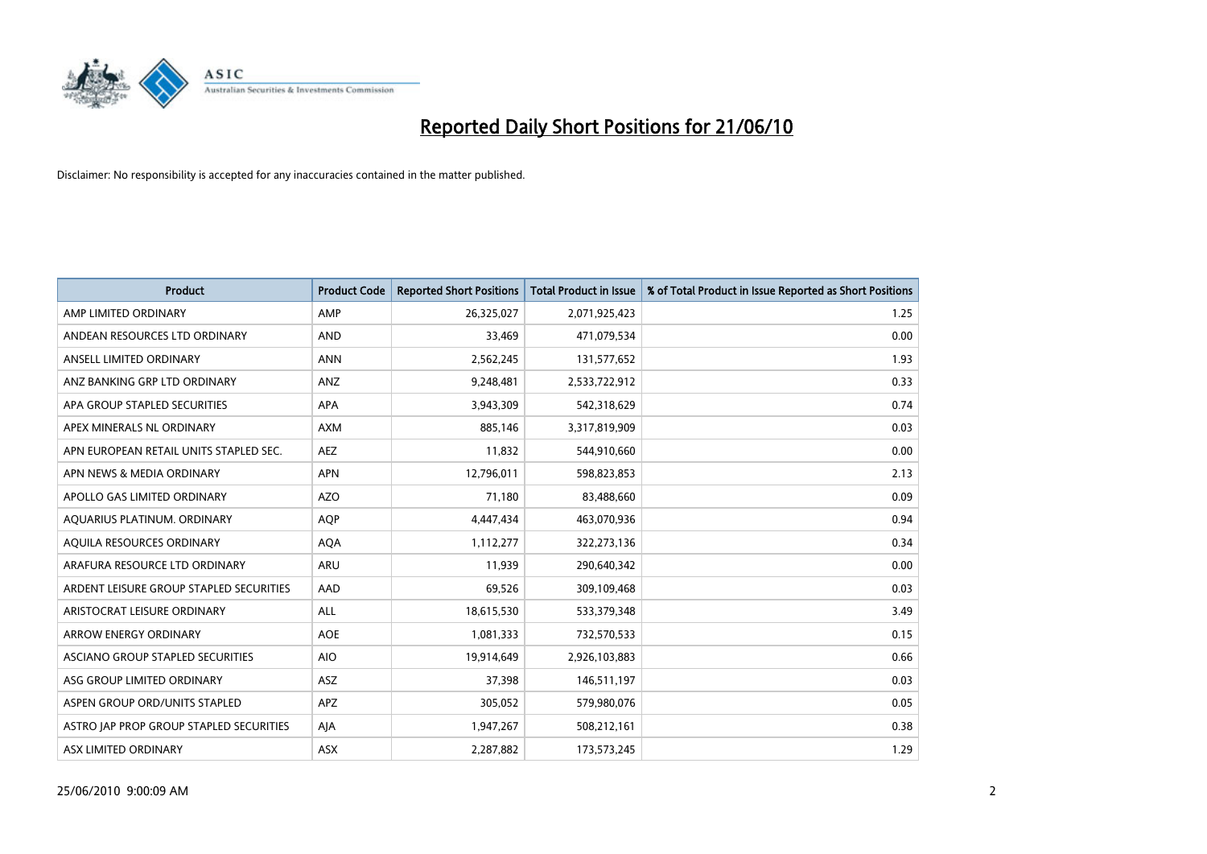# Reported Daily Short Positions for 21/06/10

Disclaimer: No responsibility is accepted for any inaccuracies contained in the matter published.

| Product | Product Code | Reported Short Positions | Total Product in Issue | % of Total Product in Issue Reported as Short Positions |
|---|---|---|---|---|
| AMP LIMITED ORDINARY | AMP | 26,325,027 | 2,071,925,423 | 1.25 |
| ANDEAN RESOURCES LTD ORDINARY | AND | 33,469 | 471,079,534 | 0.00 |
| ANSELL LIMITED ORDINARY | ANN | 2,562,245 | 131,577,652 | 1.93 |
| ANZ BANKING GRP LTD ORDINARY | ANZ | 9,248,481 | 2,533,722,912 | 0.33 |
| APA GROUP STAPLED SECURITIES | APA | 3,943,309 | 542,318,629 | 0.74 |
| APEX MINERALS NL ORDINARY | AXM | 885,146 | 3,317,819,909 | 0.03 |
| APN EUROPEAN RETAIL UNITS STAPLED SEC. | AEZ | 11,832 | 544,910,660 | 0.00 |
| APN NEWS & MEDIA ORDINARY | APN | 12,796,011 | 598,823,853 | 2.13 |
| APOLLO GAS LIMITED ORDINARY | AZO | 71,180 | 83,488,660 | 0.09 |
| AQUARIUS PLATINUM. ORDINARY | AQP | 4,447,434 | 463,070,936 | 0.94 |
| AQUILA RESOURCES ORDINARY | AQA | 1,112,277 | 322,273,136 | 0.34 |
| ARAFURA RESOURCE LTD ORDINARY | ARU | 11,939 | 290,640,342 | 0.00 |
| ARDENT LEISURE GROUP STAPLED SECURITIES | AAD | 69,526 | 309,109,468 | 0.03 |
| ARISTOCRAT LEISURE ORDINARY | ALL | 18,615,530 | 533,379,348 | 3.49 |
| ARROW ENERGY ORDINARY | AOE | 1,081,333 | 732,570,533 | 0.15 |
| ASCIANO GROUP STAPLED SECURITIES | AIO | 19,914,649 | 2,926,103,883 | 0.66 |
| ASG GROUP LIMITED ORDINARY | ASZ | 37,398 | 146,511,197 | 0.03 |
| ASPEN GROUP ORD/UNITS STAPLED | APZ | 305,052 | 579,980,076 | 0.05 |
| ASTRO JAP PROP GROUP STAPLED SECURITIES | AJA | 1,947,267 | 508,212,161 | 0.38 |
| ASX LIMITED ORDINARY | ASX | 2,287,882 | 173,573,245 | 1.29 |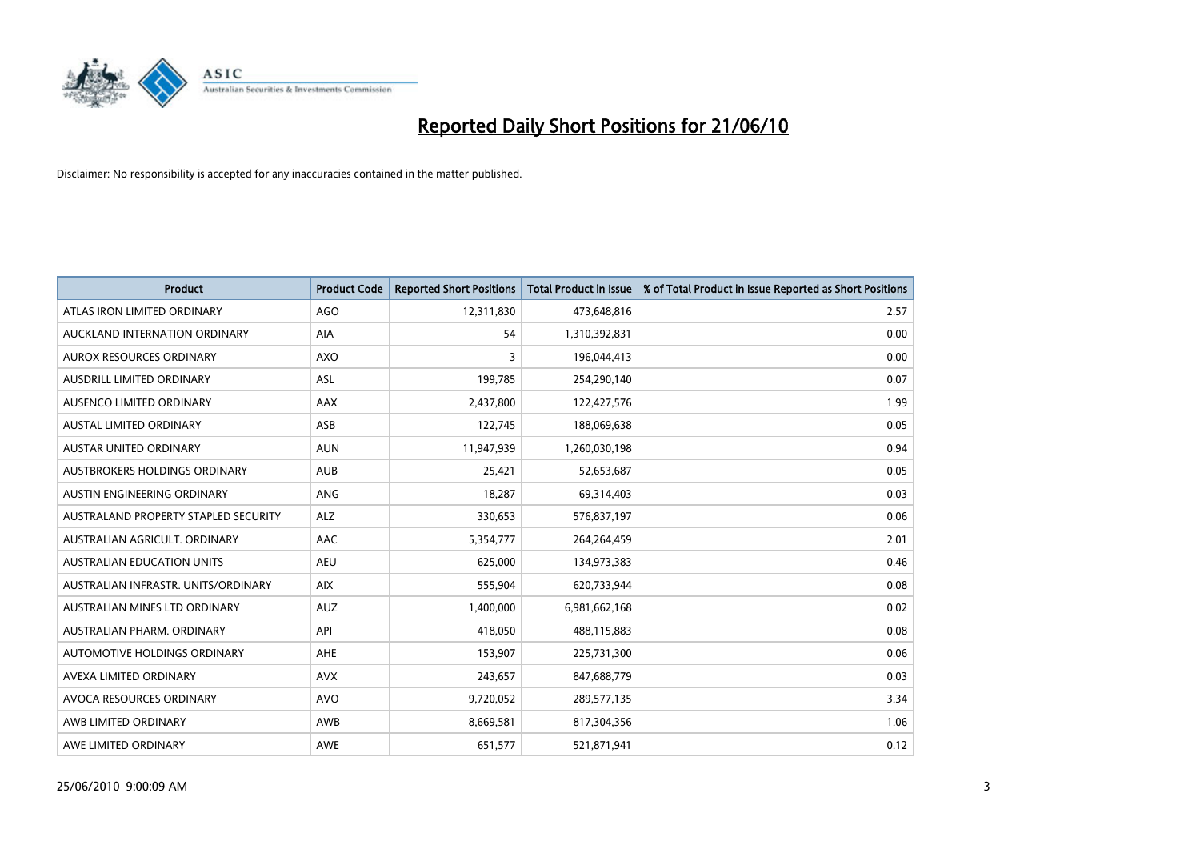# Reported Daily Short Positions for 21/06/10

Disclaimer: No responsibility is accepted for any inaccuracies contained in the matter published.

| Product | Product Code | Reported Short Positions | Total Product in Issue | % of Total Product in Issue Reported as Short Positions |
|---|---|---|---|---|
| ATLAS IRON LIMITED ORDINARY | AGO | 12,311,830 | 473,648,816 | 2.57 |
| AUCKLAND INTERNATION ORDINARY | AIA | 54 | 1,310,392,831 | 0.00 |
| AUROX RESOURCES ORDINARY | AXO | 3 | 196,044,413 | 0.00 |
| AUSDRILL LIMITED ORDINARY | ASL | 199,785 | 254,290,140 | 0.07 |
| AUSENCO LIMITED ORDINARY | AAX | 2,437,800 | 122,427,576 | 1.99 |
| AUSTAL LIMITED ORDINARY | ASB | 122,745 | 188,069,638 | 0.05 |
| AUSTAR UNITED ORDINARY | AUN | 11,947,939 | 1,260,030,198 | 0.94 |
| AUSTBROKERS HOLDINGS ORDINARY | AUB | 25,421 | 52,653,687 | 0.05 |
| AUSTIN ENGINEERING ORDINARY | ANG | 18,287 | 69,314,403 | 0.03 |
| AUSTRALAND PROPERTY STAPLED SECURITY | ALZ | 330,653 | 576,837,197 | 0.06 |
| AUSTRALIAN AGRICULT. ORDINARY | AAC | 5,354,777 | 264,264,459 | 2.01 |
| AUSTRALIAN EDUCATION UNITS | AEU | 625,000 | 134,973,383 | 0.46 |
| AUSTRALIAN INFRASTR. UNITS/ORDINARY | AIX | 555,904 | 620,733,944 | 0.08 |
| AUSTRALIAN MINES LTD ORDINARY | AUZ | 1,400,000 | 6,981,662,168 | 0.02 |
| AUSTRALIAN PHARM. ORDINARY | API | 418,050 | 488,115,883 | 0.08 |
| AUTOMOTIVE HOLDINGS ORDINARY | AHE | 153,907 | 225,731,300 | 0.06 |
| AVEXA LIMITED ORDINARY | AVX | 243,657 | 847,688,779 | 0.03 |
| AVOCA RESOURCES ORDINARY | AVO | 9,720,052 | 289,577,135 | 3.34 |
| AWB LIMITED ORDINARY | AWB | 8,669,581 | 817,304,356 | 1.06 |
| AWE LIMITED ORDINARY | AWE | 651,577 | 521,871,941 | 0.12 |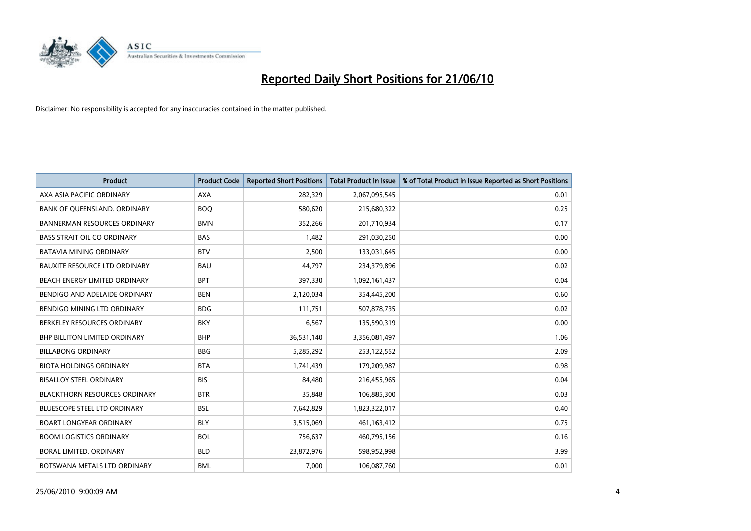# Reported Daily Short Positions for 21/06/10

Disclaimer: No responsibility is accepted for any inaccuracies contained in the matter published.

| Product | Product Code | Reported Short Positions | Total Product in Issue | % of Total Product in Issue Reported as Short Positions |
|---|---|---|---|---|
| AXA ASIA PACIFIC ORDINARY | AXA | 282,329 | 2,067,095,545 | 0.01 |
| BANK OF QUEENSLAND. ORDINARY | BOQ | 580,620 | 215,680,322 | 0.25 |
| BANNERMAN RESOURCES ORDINARY | BMN | 352,266 | 201,710,934 | 0.17 |
| BASS STRAIT OIL CO ORDINARY | BAS | 1,482 | 291,030,250 | 0.00 |
| BATAVIA MINING ORDINARY | BTV | 2,500 | 133,031,645 | 0.00 |
| BAUXITE RESOURCE LTD ORDINARY | BAU | 44,797 | 234,379,896 | 0.02 |
| BEACH ENERGY LIMITED ORDINARY | BPT | 397,330 | 1,092,161,437 | 0.04 |
| BENDIGO AND ADELAIDE ORDINARY | BEN | 2,120,034 | 354,445,200 | 0.60 |
| BENDIGO MINING LTD ORDINARY | BDG | 111,751 | 507,878,735 | 0.02 |
| BERKELEY RESOURCES ORDINARY | BKY | 6,567 | 135,590,319 | 0.00 |
| BHP BILLITON LIMITED ORDINARY | BHP | 36,531,140 | 3,356,081,497 | 1.06 |
| BILLABONG ORDINARY | BBG | 5,285,292 | 253,122,552 | 2.09 |
| BIOTA HOLDINGS ORDINARY | BTA | 1,741,439 | 179,209,987 | 0.98 |
| BISALLOY STEEL ORDINARY | BIS | 84,480 | 216,455,965 | 0.04 |
| BLACKTHORN RESOURCES ORDINARY | BTR | 35,848 | 106,885,300 | 0.03 |
| BLUESCOPE STEEL LTD ORDINARY | BSL | 7,642,829 | 1,823,322,017 | 0.40 |
| BOART LONGYEAR ORDINARY | BLY | 3,515,069 | 461,163,412 | 0.75 |
| BOOM LOGISTICS ORDINARY | BOL | 756,637 | 460,795,156 | 0.16 |
| BORAL LIMITED. ORDINARY | BLD | 23,872,976 | 598,952,998 | 3.99 |
| BOTSWANA METALS LTD ORDINARY | BML | 7,000 | 106,087,760 | 0.01 |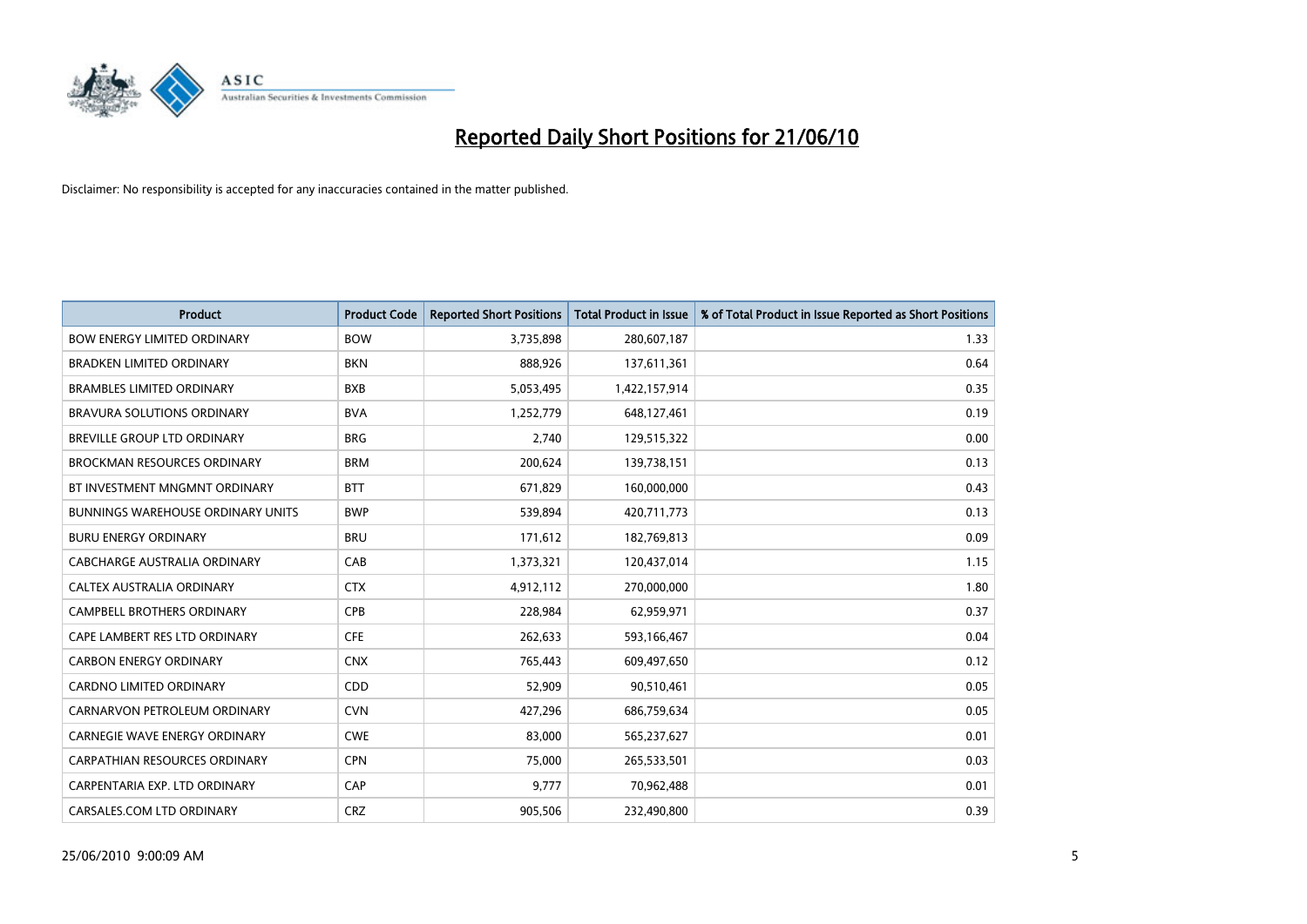# Reported Daily Short Positions for 21/06/10

Disclaimer: No responsibility is accepted for any inaccuracies contained in the matter published.

| Product | Product Code | Reported Short Positions | Total Product in Issue | % of Total Product in Issue Reported as Short Positions |
|---|---|---|---|---|
| BOW ENERGY LIMITED ORDINARY | BOW | 3,735,898 | 280,607,187 | 1.33 |
| BRADKEN LIMITED ORDINARY | BKN | 888,926 | 137,611,361 | 0.64 |
| BRAMBLES LIMITED ORDINARY | BXB | 5,053,495 | 1,422,157,914 | 0.35 |
| BRAVURA SOLUTIONS ORDINARY | BVA | 1,252,779 | 648,127,461 | 0.19 |
| BREVILLE GROUP LTD ORDINARY | BRG | 2,740 | 129,515,322 | 0.00 |
| BROCKMAN RESOURCES ORDINARY | BRM | 200,624 | 139,738,151 | 0.13 |
| BT INVESTMENT MNGMNT ORDINARY | BTT | 671,829 | 160,000,000 | 0.43 |
| BUNNINGS WAREHOUSE ORDINARY UNITS | BWP | 539,894 | 420,711,773 | 0.13 |
| BURU ENERGY ORDINARY | BRU | 171,612 | 182,769,813 | 0.09 |
| CABCHARGE AUSTRALIA ORDINARY | CAB | 1,373,321 | 120,437,014 | 1.15 |
| CALTEX AUSTRALIA ORDINARY | CTX | 4,912,112 | 270,000,000 | 1.80 |
| CAMPBELL BROTHERS ORDINARY | CPB | 228,984 | 62,959,971 | 0.37 |
| CAPE LAMBERT RES LTD ORDINARY | CFE | 262,633 | 593,166,467 | 0.04 |
| CARBON ENERGY ORDINARY | CNX | 765,443 | 609,497,650 | 0.12 |
| CARDNO LIMITED ORDINARY | CDD | 52,909 | 90,510,461 | 0.05 |
| CARNARVON PETROLEUM ORDINARY | CVN | 427,296 | 686,759,634 | 0.05 |
| CARNEGIE WAVE ENERGY ORDINARY | CWE | 83,000 | 565,237,627 | 0.01 |
| CARPATHIAN RESOURCES ORDINARY | CPN | 75,000 | 265,533,501 | 0.03 |
| CARPENTARIA EXP. LTD ORDINARY | CAP | 9,777 | 70,962,488 | 0.01 |
| CARSALES.COM LTD ORDINARY | CRZ | 905,506 | 232,490,800 | 0.39 |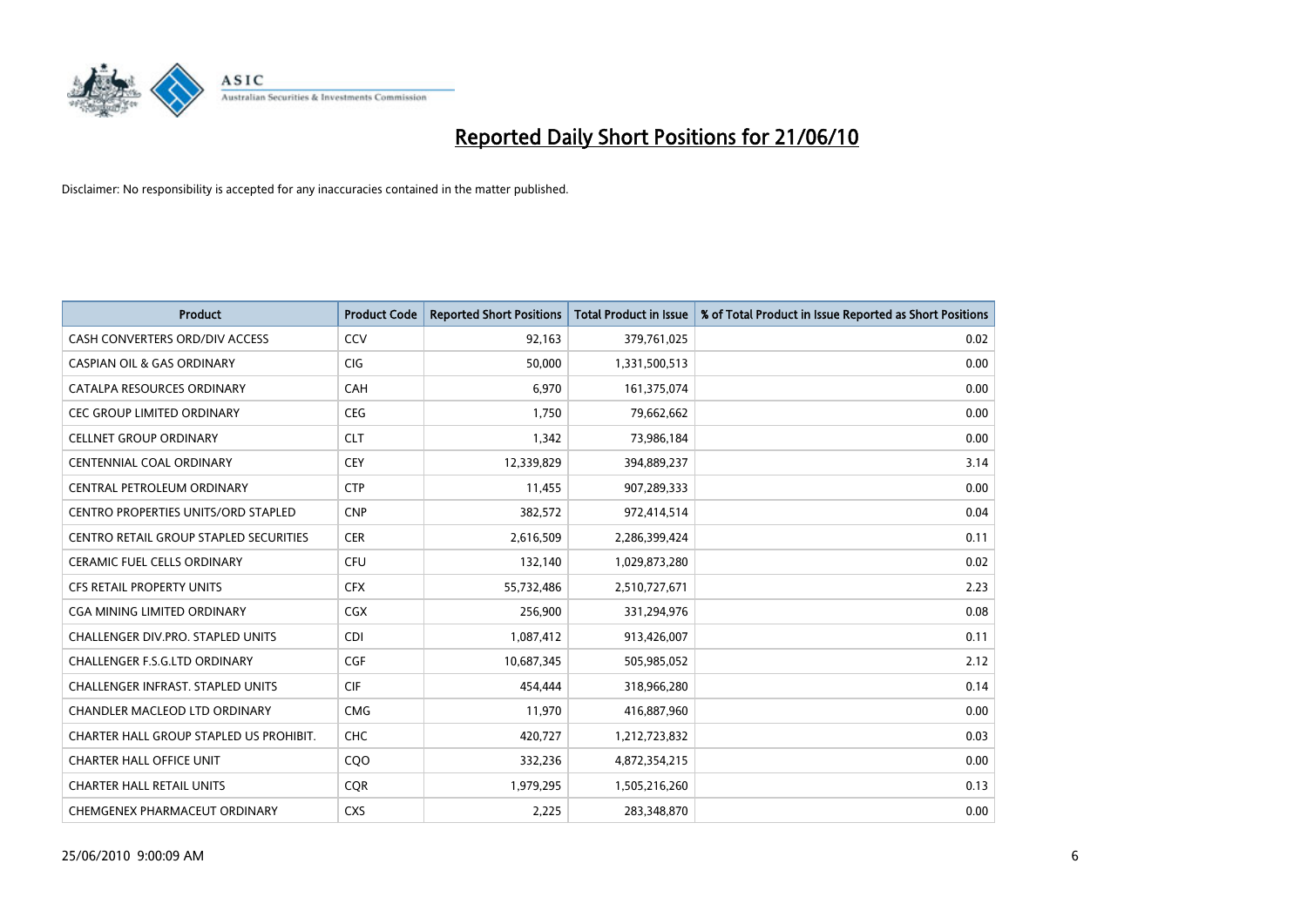# Reported Daily Short Positions for 21/06/10

Disclaimer: No responsibility is accepted for any inaccuracies contained in the matter published.

| Product | Product Code | Reported Short Positions | Total Product in Issue | % of Total Product in Issue Reported as Short Positions |
|---|---|---|---|---|
| CASH CONVERTERS ORD/DIV ACCESS | CCV | 92,163 | 379,761,025 | 0.02 |
| CASPIAN OIL & GAS ORDINARY | CIG | 50,000 | 1,331,500,513 | 0.00 |
| CATALPA RESOURCES ORDINARY | CAH | 6,970 | 161,375,074 | 0.00 |
| CEC GROUP LIMITED ORDINARY | CEG | 1,750 | 79,662,662 | 0.00 |
| CELLNET GROUP ORDINARY | CLT | 1,342 | 73,986,184 | 0.00 |
| CENTENNIAL COAL ORDINARY | CEY | 12,339,829 | 394,889,237 | 3.14 |
| CENTRAL PETROLEUM ORDINARY | CTP | 11,455 | 907,289,333 | 0.00 |
| CENTRO PROPERTIES UNITS/ORD STAPLED | CNP | 382,572 | 972,414,514 | 0.04 |
| CENTRO RETAIL GROUP STAPLED SECURITIES | CER | 2,616,509 | 2,286,399,424 | 0.11 |
| CERAMIC FUEL CELLS ORDINARY | CFU | 132,140 | 1,029,873,280 | 0.02 |
| CFS RETAIL PROPERTY UNITS | CFX | 55,732,486 | 2,510,727,671 | 2.23 |
| CGA MINING LIMITED ORDINARY | CGX | 256,900 | 331,294,976 | 0.08 |
| CHALLENGER DIV.PRO. STAPLED UNITS | CDI | 1,087,412 | 913,426,007 | 0.11 |
| CHALLENGER F.S.G.LTD ORDINARY | CGF | 10,687,345 | 505,985,052 | 2.12 |
| CHALLENGER INFRAST. STAPLED UNITS | CIF | 454,444 | 318,966,280 | 0.14 |
| CHANDLER MACLEOD LTD ORDINARY | CMG | 11,970 | 416,887,960 | 0.00 |
| CHARTER HALL GROUP STAPLED US PROHIBIT. | CHC | 420,727 | 1,212,723,832 | 0.03 |
| CHARTER HALL OFFICE UNIT | CQO | 332,236 | 4,872,354,215 | 0.00 |
| CHARTER HALL RETAIL UNITS | CQR | 1,979,295 | 1,505,216,260 | 0.13 |
| CHEMGENEX PHARMACEUT ORDINARY | CXS | 2,225 | 283,348,870 | 0.00 |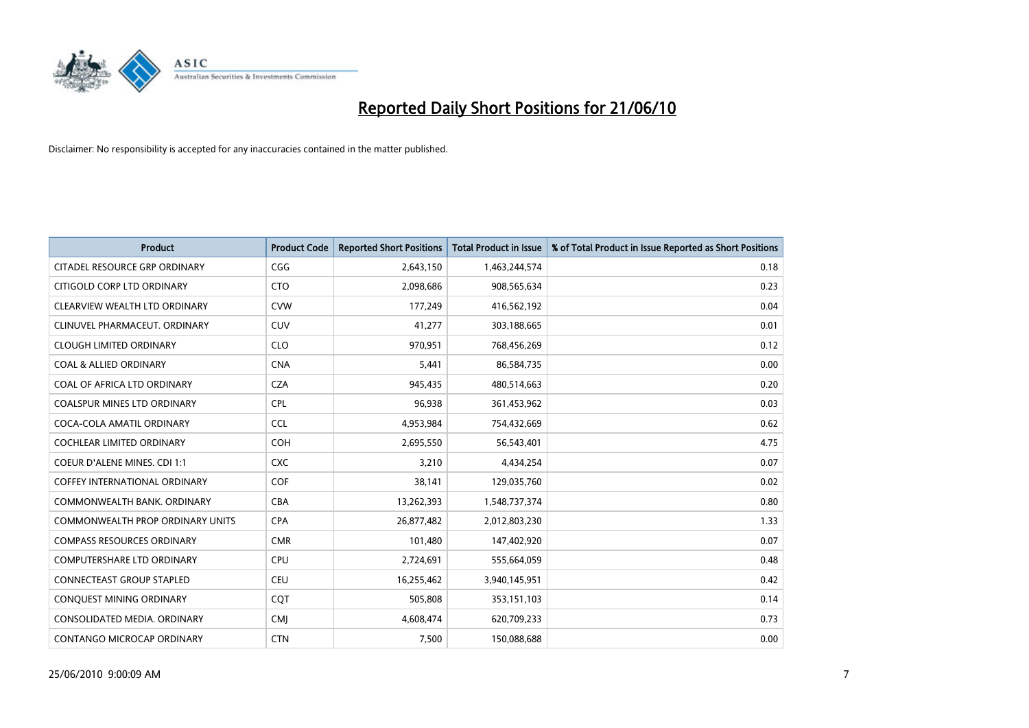# Reported Daily Short Positions for 21/06/10

Disclaimer: No responsibility is accepted for any inaccuracies contained in the matter published.

| Product | Product Code | Reported Short Positions | Total Product in Issue | % of Total Product in Issue Reported as Short Positions |
|---|---|---|---|---|
| CITADEL RESOURCE GRP ORDINARY | CGG | 2,643,150 | 1,463,244,574 | 0.18 |
| CITIGOLD CORP LTD ORDINARY | CTO | 2,098,686 | 908,565,634 | 0.23 |
| CLEARVIEW WEALTH LTD ORDINARY | CVW | 177,249 | 416,562,192 | 0.04 |
| CLINUVEL PHARMACEUT. ORDINARY | CUV | 41,277 | 303,188,665 | 0.01 |
| CLOUGH LIMITED ORDINARY | CLO | 970,951 | 768,456,269 | 0.12 |
| COAL & ALLIED ORDINARY | CNA | 5,441 | 86,584,735 | 0.00 |
| COAL OF AFRICA LTD ORDINARY | CZA | 945,435 | 480,514,663 | 0.20 |
| COALSPUR MINES LTD ORDINARY | CPL | 96,938 | 361,453,962 | 0.03 |
| COCA-COLA AMATIL ORDINARY | CCL | 4,953,984 | 754,432,669 | 0.62 |
| COCHLEAR LIMITED ORDINARY | COH | 2,695,550 | 56,543,401 | 4.75 |
| COEUR D'ALENE MINES. CDI 1:1 | CXC | 3,210 | 4,434,254 | 0.07 |
| COFFEY INTERNATIONAL ORDINARY | COF | 38,141 | 129,035,760 | 0.02 |
| COMMONWEALTH BANK. ORDINARY | CBA | 13,262,393 | 1,548,737,374 | 0.80 |
| COMMONWEALTH PROP ORDINARY UNITS | CPA | 26,877,482 | 2,012,803,230 | 1.33 |
| COMPASS RESOURCES ORDINARY | CMR | 101,480 | 147,402,920 | 0.07 |
| COMPUTERSHARE LTD ORDINARY | CPU | 2,724,691 | 555,664,059 | 0.48 |
| CONNECTEAST GROUP STAPLED | CEU | 16,255,462 | 3,940,145,951 | 0.42 |
| CONQUEST MINING ORDINARY | CQT | 505,808 | 353,151,103 | 0.14 |
| CONSOLIDATED MEDIA. ORDINARY | CMJ | 4,608,474 | 620,709,233 | 0.73 |
| CONTANGO MICROCAP ORDINARY | CTN | 7,500 | 150,088,688 | 0.00 |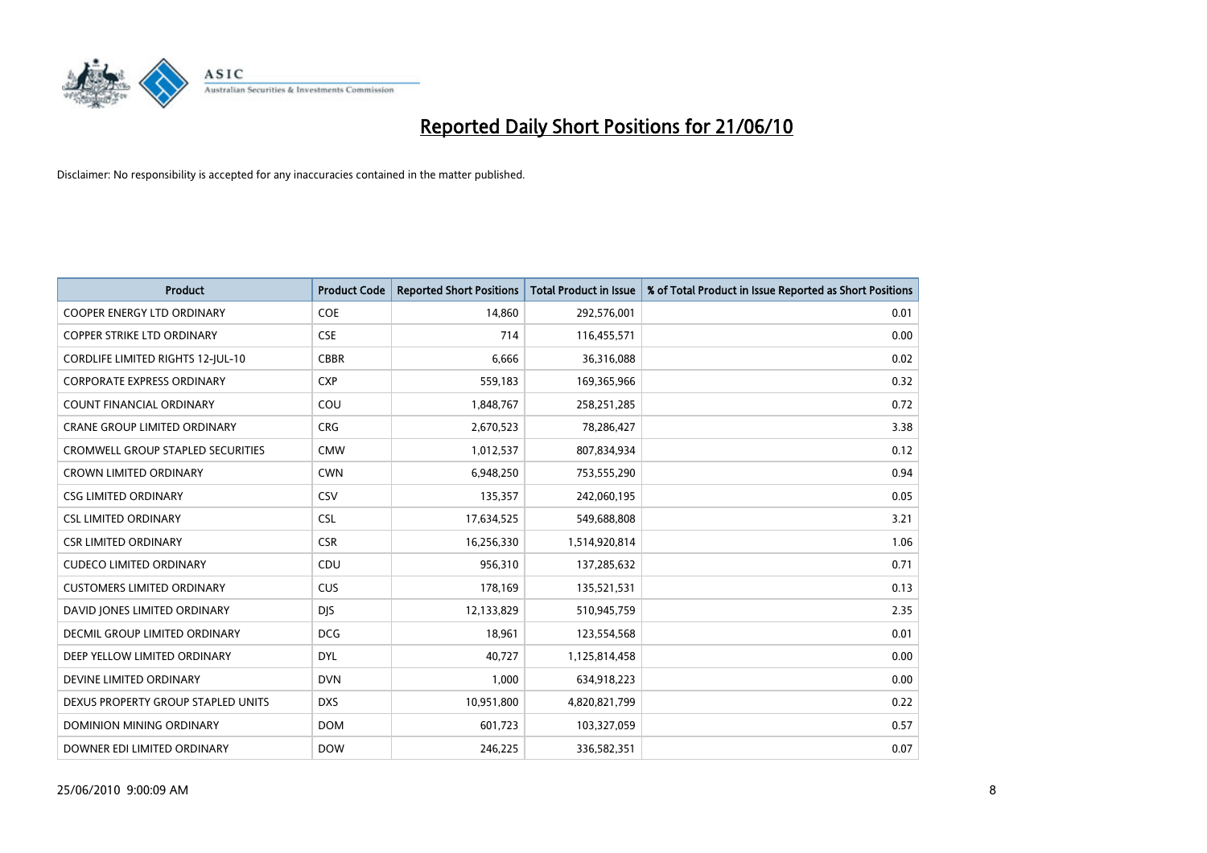# Reported Daily Short Positions for 21/06/10

Disclaimer: No responsibility is accepted for any inaccuracies contained in the matter published.

| Product | Product Code | Reported Short Positions | Total Product in Issue | % of Total Product in Issue Reported as Short Positions |
|---|---|---|---|---|
| COOPER ENERGY LTD ORDINARY | COE | 14,860 | 292,576,001 | 0.01 |
| COPPER STRIKE LTD ORDINARY | CSE | 714 | 116,455,571 | 0.00 |
| CORDLIFE LIMITED RIGHTS 12-JUL-10 | CBBR | 6,666 | 36,316,088 | 0.02 |
| CORPORATE EXPRESS ORDINARY | CXP | 559,183 | 169,365,966 | 0.32 |
| COUNT FINANCIAL ORDINARY | COU | 1,848,767 | 258,251,285 | 0.72 |
| CRANE GROUP LIMITED ORDINARY | CRG | 2,670,523 | 78,286,427 | 3.38 |
| CROMWELL GROUP STAPLED SECURITIES | CMW | 1,012,537 | 807,834,934 | 0.12 |
| CROWN LIMITED ORDINARY | CWN | 6,948,250 | 753,555,290 | 0.94 |
| CSG LIMITED ORDINARY | CSV | 135,357 | 242,060,195 | 0.05 |
| CSL LIMITED ORDINARY | CSL | 17,634,525 | 549,688,808 | 3.21 |
| CSR LIMITED ORDINARY | CSR | 16,256,330 | 1,514,920,814 | 1.06 |
| CUDECO LIMITED ORDINARY | CDU | 956,310 | 137,285,632 | 0.71 |
| CUSTOMERS LIMITED ORDINARY | CUS | 178,169 | 135,521,531 | 0.13 |
| DAVID JONES LIMITED ORDINARY | DJS | 12,133,829 | 510,945,759 | 2.35 |
| DECMIL GROUP LIMITED ORDINARY | DCG | 18,961 | 123,554,568 | 0.01 |
| DEEP YELLOW LIMITED ORDINARY | DYL | 40,727 | 1,125,814,458 | 0.00 |
| DEVINE LIMITED ORDINARY | DVN | 1,000 | 634,918,223 | 0.00 |
| DEXUS PROPERTY GROUP STAPLED UNITS | DXS | 10,951,800 | 4,820,821,799 | 0.22 |
| DOMINION MINING ORDINARY | DOM | 601,723 | 103,327,059 | 0.57 |
| DOWNER EDI LIMITED ORDINARY | DOW | 246,225 | 336,582,351 | 0.07 |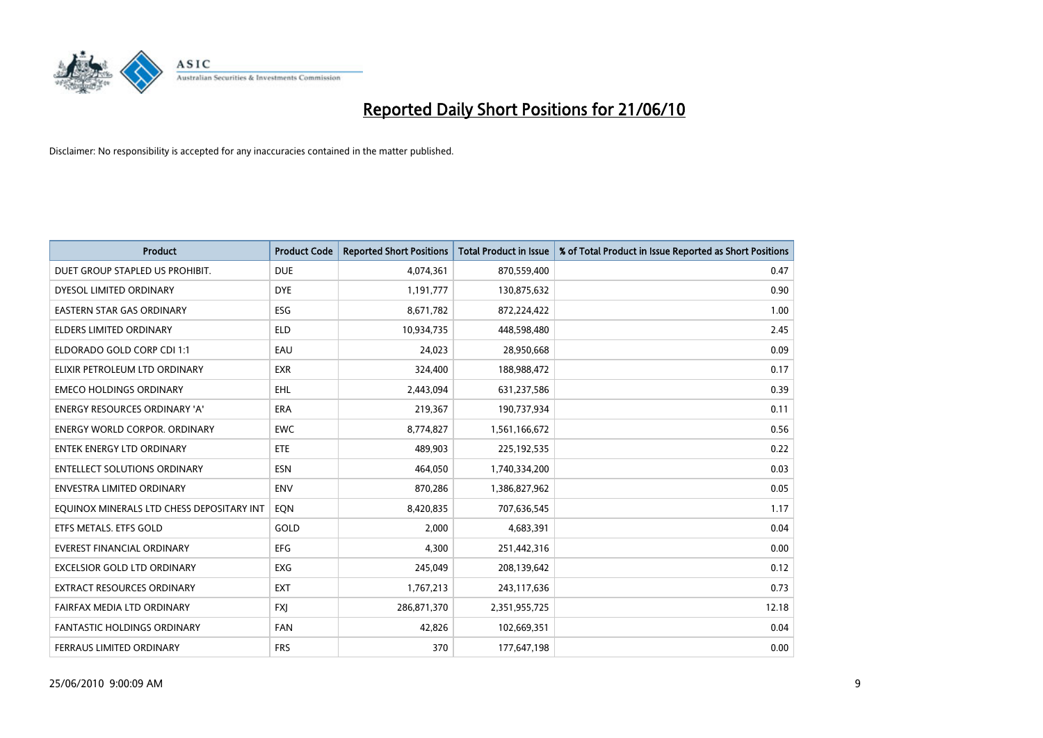# Reported Daily Short Positions for 21/06/10

Disclaimer: No responsibility is accepted for any inaccuracies contained in the matter published.

| Product | Product Code | Reported Short Positions | Total Product in Issue | % of Total Product in Issue Reported as Short Positions |
| --- | --- | --- | --- | --- |
| DUET GROUP STAPLED US PROHIBIT. | DUE | 4,074,361 | 870,559,400 | 0.47 |
| DYESOL LIMITED ORDINARY | DYE | 1,191,777 | 130,875,632 | 0.90 |
| EASTERN STAR GAS ORDINARY | ESG | 8,671,782 | 872,224,422 | 1.00 |
| ELDERS LIMITED ORDINARY | ELD | 10,934,735 | 448,598,480 | 2.45 |
| ELDORADO GOLD CORP CDI 1:1 | EAU | 24,023 | 28,950,668 | 0.09 |
| ELIXIR PETROLEUM LTD ORDINARY | EXR | 324,400 | 188,988,472 | 0.17 |
| EMECO HOLDINGS ORDINARY | EHL | 2,443,094 | 631,237,586 | 0.39 |
| ENERGY RESOURCES ORDINARY 'A' | ERA | 219,367 | 190,737,934 | 0.11 |
| ENERGY WORLD CORPOR. ORDINARY | EWC | 8,774,827 | 1,561,166,672 | 0.56 |
| ENTEK ENERGY LTD ORDINARY | ETE | 489,903 | 225,192,535 | 0.22 |
| ENTELLECT SOLUTIONS ORDINARY | ESN | 464,050 | 1,740,334,200 | 0.03 |
| ENVESTRA LIMITED ORDINARY | ENV | 870,286 | 1,386,827,962 | 0.05 |
| EQUINOX MINERALS LTD CHESS DEPOSITARY INT | EQN | 8,420,835 | 707,636,545 | 1.17 |
| ETFS METALS. ETFS GOLD | GOLD | 2,000 | 4,683,391 | 0.04 |
| EVEREST FINANCIAL ORDINARY | EFG | 4,300 | 251,442,316 | 0.00 |
| EXCELSIOR GOLD LTD ORDINARY | EXG | 245,049 | 208,139,642 | 0.12 |
| EXTRACT RESOURCES ORDINARY | EXT | 1,767,213 | 243,117,636 | 0.73 |
| FAIRFAX MEDIA LTD ORDINARY | FXJ | 286,871,370 | 2,351,955,725 | 12.18 |
| FANTASTIC HOLDINGS ORDINARY | FAN | 42,826 | 102,669,351 | 0.04 |
| FERRAUS LIMITED ORDINARY | FRS | 370 | 177,647,198 | 0.00 |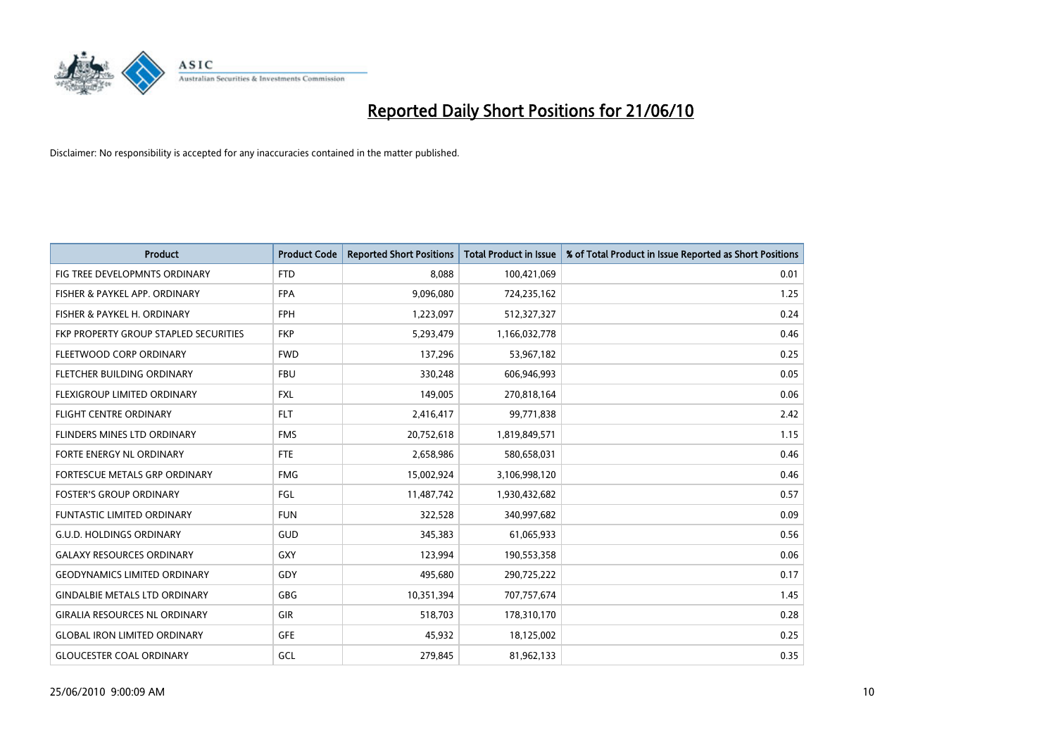# Reported Daily Short Positions for 21/06/10

Disclaimer: No responsibility is accepted for any inaccuracies contained in the matter published.

| Product | Product Code | Reported Short Positions | Total Product in Issue | % of Total Product in Issue Reported as Short Positions |
|---|---|---|---|---|
| FIG TREE DEVELOPMNTS ORDINARY | FTD | 8,088 | 100,421,069 | 0.01 |
| FISHER & PAYKEL APP. ORDINARY | FPA | 9,096,080 | 724,235,162 | 1.25 |
| FISHER & PAYKEL H. ORDINARY | FPH | 1,223,097 | 512,327,327 | 0.24 |
| FKP PROPERTY GROUP STAPLED SECURITIES | FKP | 5,293,479 | 1,166,032,778 | 0.46 |
| FLEETWOOD CORP ORDINARY | FWD | 137,296 | 53,967,182 | 0.25 |
| FLETCHER BUILDING ORDINARY | FBU | 330,248 | 606,946,993 | 0.05 |
| FLEXIGROUP LIMITED ORDINARY | FXL | 149,005 | 270,818,164 | 0.06 |
| FLIGHT CENTRE ORDINARY | FLT | 2,416,417 | 99,771,838 | 2.42 |
| FLINDERS MINES LTD ORDINARY | FMS | 20,752,618 | 1,819,849,571 | 1.15 |
| FORTE ENERGY NL ORDINARY | FTE | 2,658,986 | 580,658,031 | 0.46 |
| FORTESCUE METALS GRP ORDINARY | FMG | 15,002,924 | 3,106,998,120 | 0.46 |
| FOSTER'S GROUP ORDINARY | FGL | 11,487,742 | 1,930,432,682 | 0.57 |
| FUNTASTIC LIMITED ORDINARY | FUN | 322,528 | 340,997,682 | 0.09 |
| G.U.D. HOLDINGS ORDINARY | GUD | 345,383 | 61,065,933 | 0.56 |
| GALAXY RESOURCES ORDINARY | GXY | 123,994 | 190,553,358 | 0.06 |
| GEODYNAMICS LIMITED ORDINARY | GDY | 495,680 | 290,725,222 | 0.17 |
| GINDALBIE METALS LTD ORDINARY | GBG | 10,351,394 | 707,757,674 | 1.45 |
| GIRALIA RESOURCES NL ORDINARY | GIR | 518,703 | 178,310,170 | 0.28 |
| GLOBAL IRON LIMITED ORDINARY | GFE | 45,932 | 18,125,002 | 0.25 |
| GLOUCESTER COAL ORDINARY | GCL | 279,845 | 81,962,133 | 0.35 |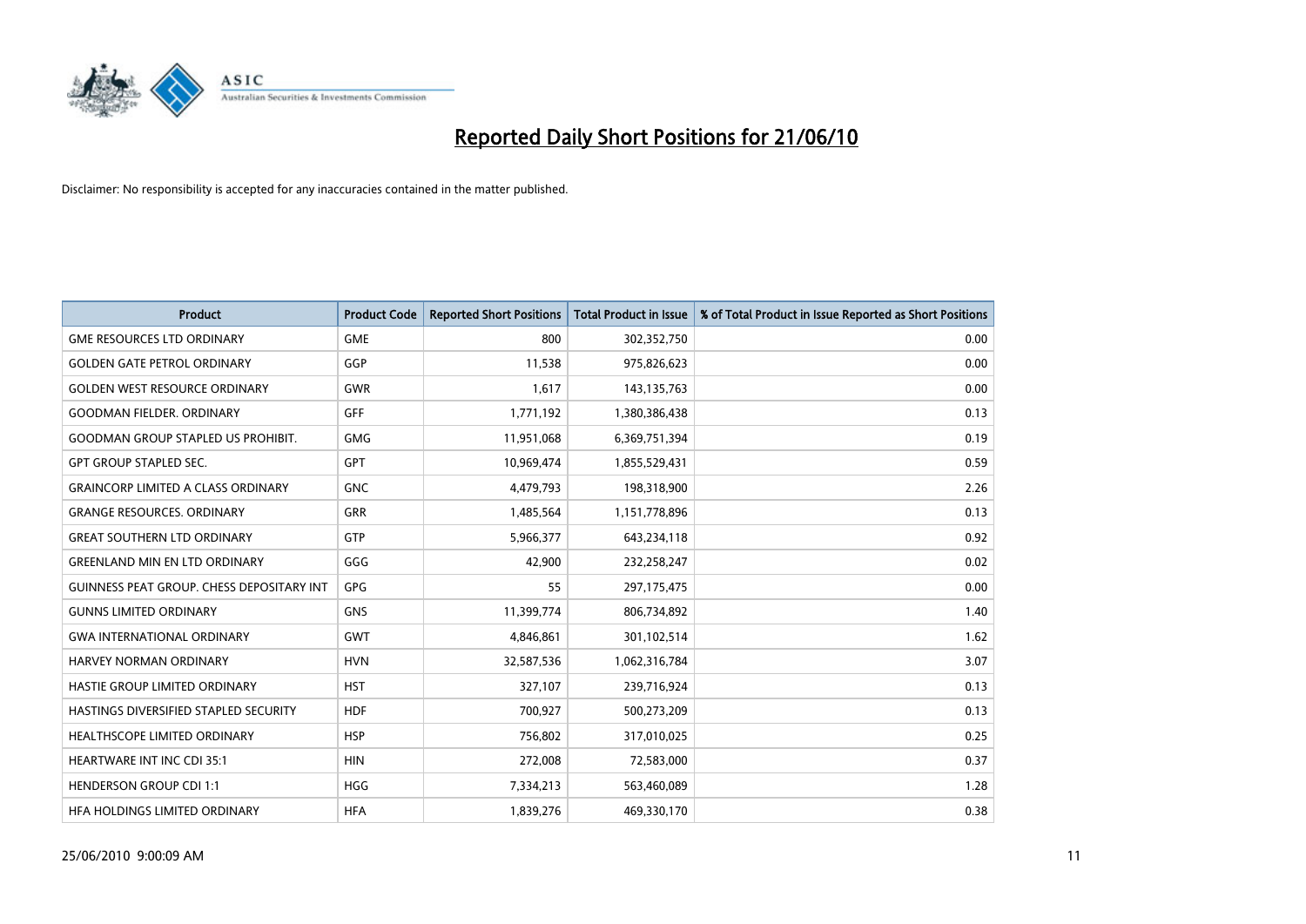# Reported Daily Short Positions for 21/06/10

Disclaimer: No responsibility is accepted for any inaccuracies contained in the matter published.

| Product | Product Code | Reported Short Positions | Total Product in Issue | % of Total Product in Issue Reported as Short Positions |
|---|---|---|---|---|
| GME RESOURCES LTD ORDINARY | GME | 800 | 302,352,750 | 0.00 |
| GOLDEN GATE PETROL ORDINARY | GGP | 11,538 | 975,826,623 | 0.00 |
| GOLDEN WEST RESOURCE ORDINARY | GWR | 1,617 | 143,135,763 | 0.00 |
| GOODMAN FIELDER. ORDINARY | GFF | 1,771,192 | 1,380,386,438 | 0.13 |
| GOODMAN GROUP STAPLED US PROHIBIT. | GMG | 11,951,068 | 6,369,751,394 | 0.19 |
| GPT GROUP STAPLED SEC. | GPT | 10,969,474 | 1,855,529,431 | 0.59 |
| GRAINCORP LIMITED A CLASS ORDINARY | GNC | 4,479,793 | 198,318,900 | 2.26 |
| GRANGE RESOURCES. ORDINARY | GRR | 1,485,564 | 1,151,778,896 | 0.13 |
| GREAT SOUTHERN LTD ORDINARY | GTP | 5,966,377 | 643,234,118 | 0.92 |
| GREENLAND MIN EN LTD ORDINARY | GGG | 42,900 | 232,258,247 | 0.02 |
| GUINNESS PEAT GROUP. CHESS DEPOSITARY INT | GPG | 55 | 297,175,475 | 0.00 |
| GUNNS LIMITED ORDINARY | GNS | 11,399,774 | 806,734,892 | 1.40 |
| GWA INTERNATIONAL ORDINARY | GWT | 4,846,861 | 301,102,514 | 1.62 |
| HARVEY NORMAN ORDINARY | HVN | 32,587,536 | 1,062,316,784 | 3.07 |
| HASTIE GROUP LIMITED ORDINARY | HST | 327,107 | 239,716,924 | 0.13 |
| HASTINGS DIVERSIFIED STAPLED SECURITY | HDF | 700,927 | 500,273,209 | 0.13 |
| HEALTHSCOPE LIMITED ORDINARY | HSP | 756,802 | 317,010,025 | 0.25 |
| HEARTWARE INT INC CDI 35:1 | HIN | 272,008 | 72,583,000 | 0.37 |
| HENDERSON GROUP CDI 1:1 | HGG | 7,334,213 | 563,460,089 | 1.28 |
| HFA HOLDINGS LIMITED ORDINARY | HFA | 1,839,276 | 469,330,170 | 0.38 |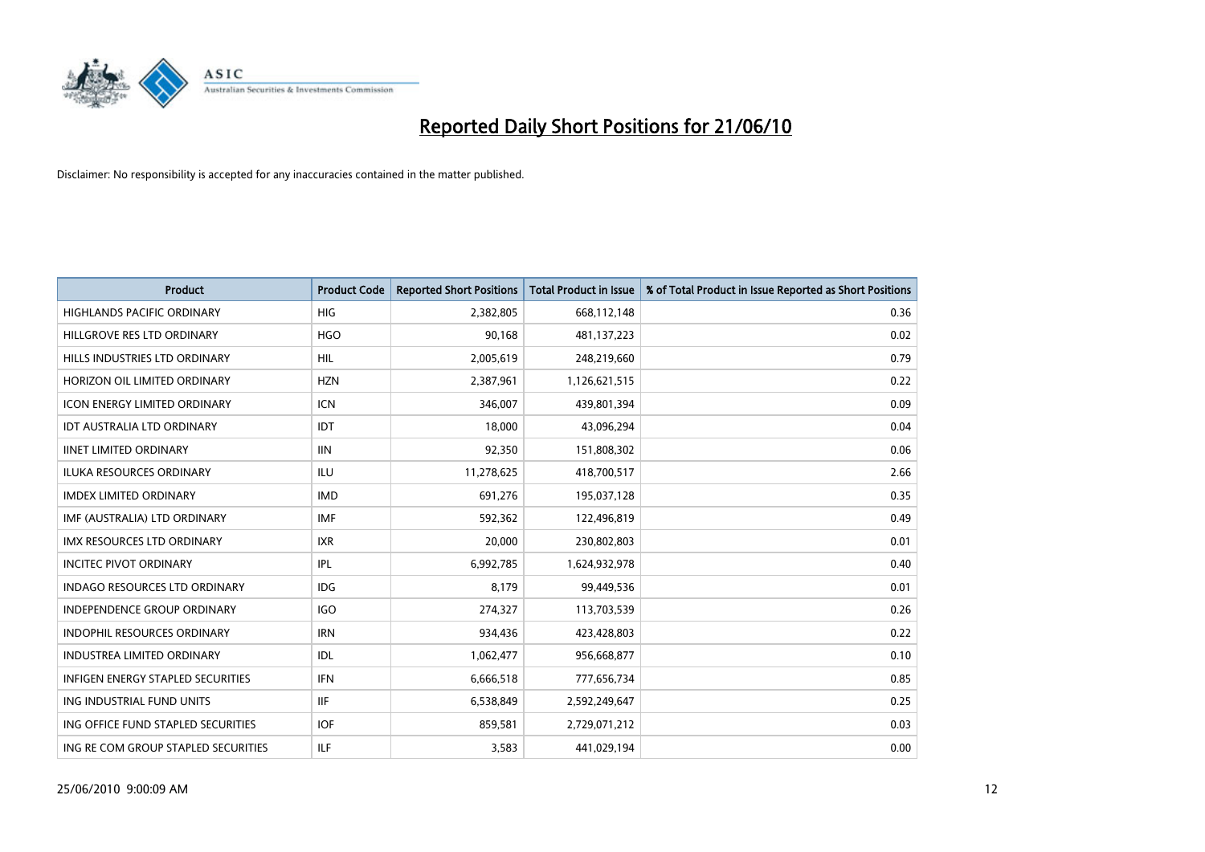# Reported Daily Short Positions for 21/06/10

Disclaimer: No responsibility is accepted for any inaccuracies contained in the matter published.

| Product | Product Code | Reported Short Positions | Total Product in Issue | % of Total Product in Issue Reported as Short Positions |
|---|---|---|---|---|
| HIGHLANDS PACIFIC ORDINARY | HIG | 2,382,805 | 668,112,148 | 0.36 |
| HILLGROVE RES LTD ORDINARY | HGO | 90,168 | 481,137,223 | 0.02 |
| HILLS INDUSTRIES LTD ORDINARY | HIL | 2,005,619 | 248,219,660 | 0.79 |
| HORIZON OIL LIMITED ORDINARY | HZN | 2,387,961 | 1,126,621,515 | 0.22 |
| ICON ENERGY LIMITED ORDINARY | ICN | 346,007 | 439,801,394 | 0.09 |
| IDT AUSTRALIA LTD ORDINARY | IDT | 18,000 | 43,096,294 | 0.04 |
| IINET LIMITED ORDINARY | IIN | 92,350 | 151,808,302 | 0.06 |
| ILUKA RESOURCES ORDINARY | ILU | 11,278,625 | 418,700,517 | 2.66 |
| IMDEX LIMITED ORDINARY | IMD | 691,276 | 195,037,128 | 0.35 |
| IMF (AUSTRALIA) LTD ORDINARY | IMF | 592,362 | 122,496,819 | 0.49 |
| IMX RESOURCES LTD ORDINARY | IXR | 20,000 | 230,802,803 | 0.01 |
| INCITEC PIVOT ORDINARY | IPL | 6,992,785 | 1,624,932,978 | 0.40 |
| INDAGO RESOURCES LTD ORDINARY | IDG | 8,179 | 99,449,536 | 0.01 |
| INDEPENDENCE GROUP ORDINARY | IGO | 274,327 | 113,703,539 | 0.26 |
| INDOPHIL RESOURCES ORDINARY | IRN | 934,436 | 423,428,803 | 0.22 |
| INDUSTREA LIMITED ORDINARY | IDL | 1,062,477 | 956,668,877 | 0.10 |
| INFIGEN ENERGY STAPLED SECURITIES | IFN | 6,666,518 | 777,656,734 | 0.85 |
| ING INDUSTRIAL FUND UNITS | IIF | 6,538,849 | 2,592,249,647 | 0.25 |
| ING OFFICE FUND STAPLED SECURITIES | IOF | 859,581 | 2,729,071,212 | 0.03 |
| ING RE COM GROUP STAPLED SECURITIES | ILF | 3,583 | 441,029,194 | 0.00 |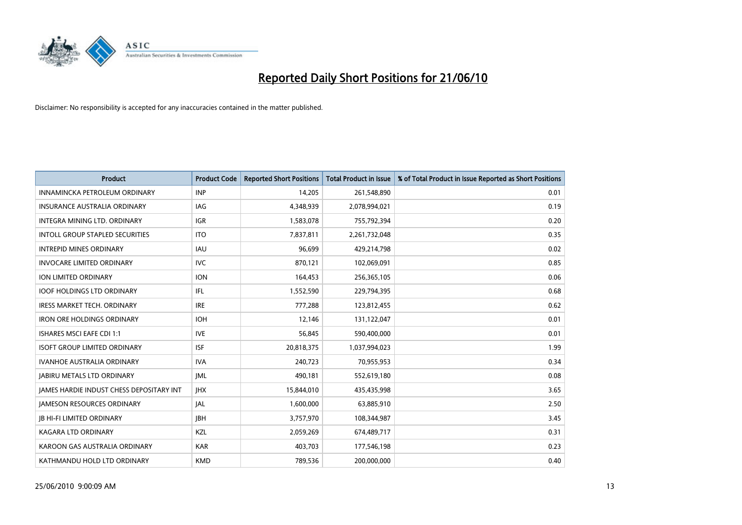# Reported Daily Short Positions for 21/06/10

Disclaimer: No responsibility is accepted for any inaccuracies contained in the matter published.

| Product | Product Code | Reported Short Positions | Total Product in Issue | % of Total Product in Issue Reported as Short Positions |
|---|---|---|---|---|
| INNAMINCKA PETROLEUM ORDINARY | INP | 14,205 | 261,548,890 | 0.01 |
| INSURANCE AUSTRALIA ORDINARY | IAG | 4,348,939 | 2,078,994,021 | 0.19 |
| INTEGRA MINING LTD. ORDINARY | IGR | 1,583,078 | 755,792,394 | 0.20 |
| INTOLL GROUP STAPLED SECURITIES | ITO | 7,837,811 | 2,261,732,048 | 0.35 |
| INTREPID MINES ORDINARY | IAU | 96,699 | 429,214,798 | 0.02 |
| INVOCARE LIMITED ORDINARY | IVC | 870,121 | 102,069,091 | 0.85 |
| ION LIMITED ORDINARY | ION | 164,453 | 256,365,105 | 0.06 |
| IOOF HOLDINGS LTD ORDINARY | IFL | 1,552,590 | 229,794,395 | 0.68 |
| IRESS MARKET TECH. ORDINARY | IRE | 777,288 | 123,812,455 | 0.62 |
| IRON ORE HOLDINGS ORDINARY | IOH | 12,146 | 131,122,047 | 0.01 |
| ISHARES MSCI EAFE CDI 1:1 | IVE | 56,845 | 590,400,000 | 0.01 |
| ISOFT GROUP LIMITED ORDINARY | ISF | 20,818,375 | 1,037,994,023 | 1.99 |
| IVANHOE AUSTRALIA ORDINARY | IVA | 240,723 | 70,955,953 | 0.34 |
| JABIRU METALS LTD ORDINARY | JML | 490,181 | 552,619,180 | 0.08 |
| JAMES HARDIE INDUST CHESS DEPOSITARY INT | JHX | 15,844,010 | 435,435,998 | 3.65 |
| JAMESON RESOURCES ORDINARY | JAL | 1,600,000 | 63,885,910 | 2.50 |
| JB HI-FI LIMITED ORDINARY | JBH | 3,757,970 | 108,344,987 | 3.45 |
| KAGARA LTD ORDINARY | KZL | 2,059,269 | 674,489,717 | 0.31 |
| KAROON GAS AUSTRALIA ORDINARY | KAR | 403,703 | 177,546,198 | 0.23 |
| KATHMANDU HOLD LTD ORDINARY | KMD | 789,536 | 200,000,000 | 0.40 |

25/06/2010 9:00:09 AM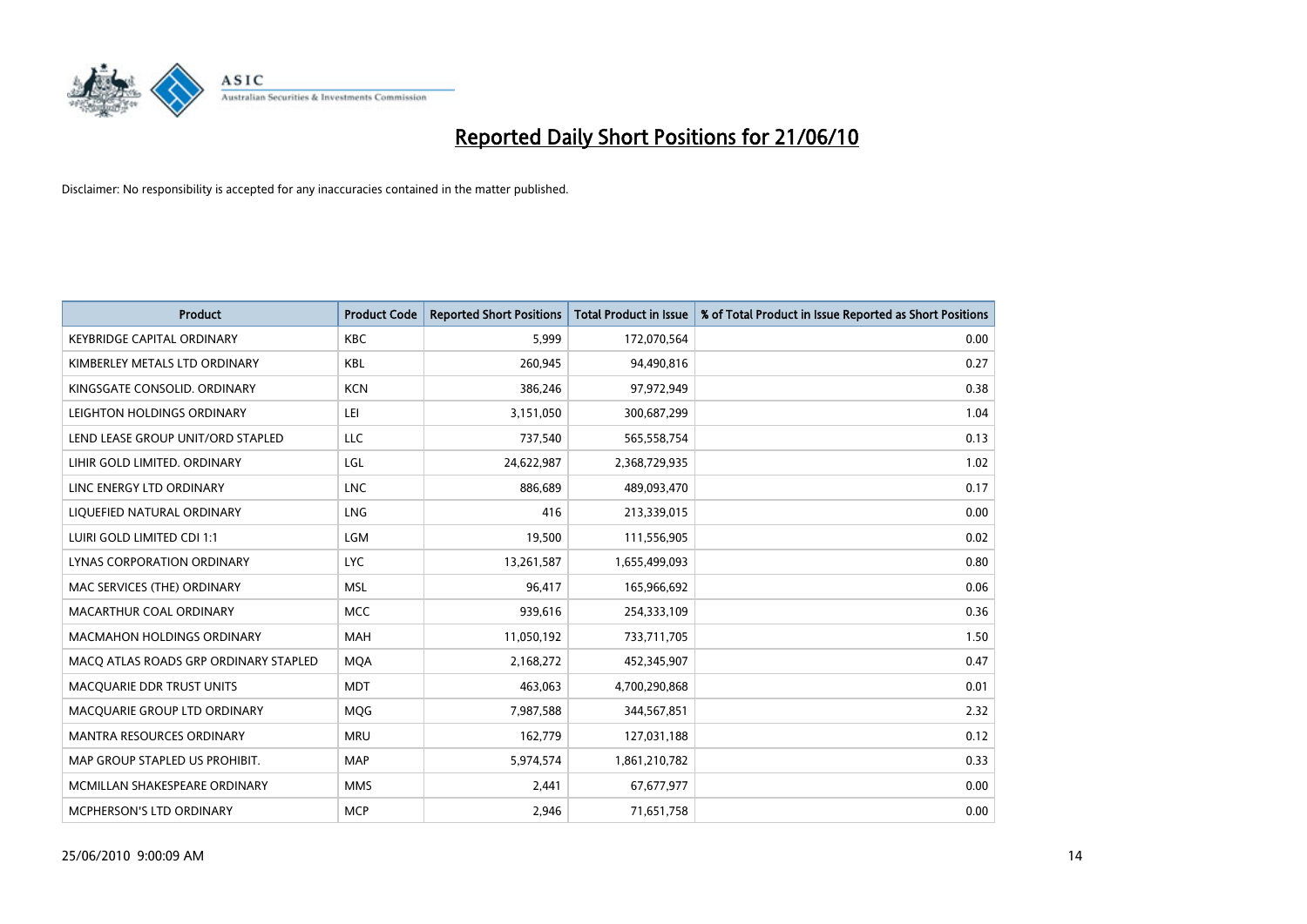# Reported Daily Short Positions for 21/06/10

Disclaimer: No responsibility is accepted for any inaccuracies contained in the matter published.

| Product | Product Code | Reported Short Positions | Total Product in Issue | % of Total Product in Issue Reported as Short Positions |
|---|---|---|---|---|
| KEYBRIDGE CAPITAL ORDINARY | KBC | 5,999 | 172,070,564 | 0.00 |
| KIMBERLEY METALS LTD ORDINARY | KBL | 260,945 | 94,490,816 | 0.27 |
| KINGSGATE CONSOLID. ORDINARY | KCN | 386,246 | 97,972,949 | 0.38 |
| LEIGHTON HOLDINGS ORDINARY | LEI | 3,151,050 | 300,687,299 | 1.04 |
| LEND LEASE GROUP UNIT/ORD STAPLED | LLC | 737,540 | 565,558,754 | 0.13 |
| LIHIR GOLD LIMITED. ORDINARY | LGL | 24,622,987 | 2,368,729,935 | 1.02 |
| LINC ENERGY LTD ORDINARY | LNC | 886,689 | 489,093,470 | 0.17 |
| LIQUEFIED NATURAL ORDINARY | LNG | 416 | 213,339,015 | 0.00 |
| LUIRI GOLD LIMITED CDI 1:1 | LGM | 19,500 | 111,556,905 | 0.02 |
| LYNAS CORPORATION ORDINARY | LYC | 13,261,587 | 1,655,499,093 | 0.80 |
| MAC SERVICES (THE) ORDINARY | MSL | 96,417 | 165,966,692 | 0.06 |
| MACARTHUR COAL ORDINARY | MCC | 939,616 | 254,333,109 | 0.36 |
| MACMAHON HOLDINGS ORDINARY | MAH | 11,050,192 | 733,711,705 | 1.50 |
| MACQ ATLAS ROADS GRP ORDINARY STAPLED | MQA | 2,168,272 | 452,345,907 | 0.47 |
| MACQUARIE DDR TRUST UNITS | MDT | 463,063 | 4,700,290,868 | 0.01 |
| MACQUARIE GROUP LTD ORDINARY | MQG | 7,987,588 | 344,567,851 | 2.32 |
| MANTRA RESOURCES ORDINARY | MRU | 162,779 | 127,031,188 | 0.12 |
| MAP GROUP STAPLED US PROHIBIT. | MAP | 5,974,574 | 1,861,210,782 | 0.33 |
| MCMILLAN SHAKESPEARE ORDINARY | MMS | 2,441 | 67,677,977 | 0.00 |
| MCPHERSON'S LTD ORDINARY | MCP | 2,946 | 71,651,758 | 0.00 |

25/06/2010 9:00:09 AM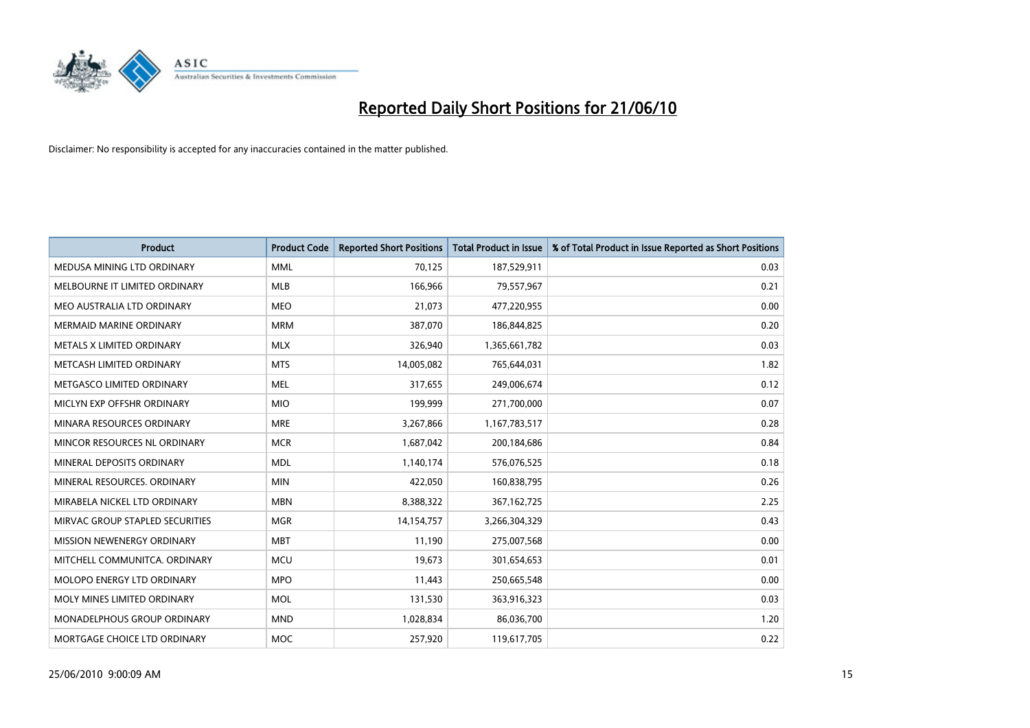# Reported Daily Short Positions for 21/06/10

Disclaimer: No responsibility is accepted for any inaccuracies contained in the matter published.

| Product | Product Code | Reported Short Positions | Total Product in Issue | % of Total Product in Issue Reported as Short Positions |
| --- | --- | --- | --- | --- |
| MEDUSA MINING LTD ORDINARY | MML | 70,125 | 187,529,911 | 0.03 |
| MELBOURNE IT LIMITED ORDINARY | MLB | 166,966 | 79,557,967 | 0.21 |
| MEO AUSTRALIA LTD ORDINARY | MEO | 21,073 | 477,220,955 | 0.00 |
| MERMAID MARINE ORDINARY | MRM | 387,070 | 186,844,825 | 0.20 |
| METALS X LIMITED ORDINARY | MLX | 326,940 | 1,365,661,782 | 0.03 |
| METCASH LIMITED ORDINARY | MTS | 14,005,082 | 765,644,031 | 1.82 |
| METGASCO LIMITED ORDINARY | MEL | 317,655 | 249,006,674 | 0.12 |
| MICLYN EXP OFFSHR ORDINARY | MIO | 199,999 | 271,700,000 | 0.07 |
| MINARA RESOURCES ORDINARY | MRE | 3,267,866 | 1,167,783,517 | 0.28 |
| MINCOR RESOURCES NL ORDINARY | MCR | 1,687,042 | 200,184,686 | 0.84 |
| MINERAL DEPOSITS ORDINARY | MDL | 1,140,174 | 576,076,525 | 0.18 |
| MINERAL RESOURCES. ORDINARY | MIN | 422,050 | 160,838,795 | 0.26 |
| MIRABELA NICKEL LTD ORDINARY | MBN | 8,388,322 | 367,162,725 | 2.25 |
| MIRVAC GROUP STAPLED SECURITIES | MGR | 14,154,757 | 3,266,304,329 | 0.43 |
| MISSION NEWENERGY ORDINARY | MBT | 11,190 | 275,007,568 | 0.00 |
| MITCHELL COMMUNITCA. ORDINARY | MCU | 19,673 | 301,654,653 | 0.01 |
| MOLOPO ENERGY LTD ORDINARY | MPO | 11,443 | 250,665,548 | 0.00 |
| MOLY MINES LIMITED ORDINARY | MOL | 131,530 | 363,916,323 | 0.03 |
| MONADELPHOUS GROUP ORDINARY | MND | 1,028,834 | 86,036,700 | 1.20 |
| MORTGAGE CHOICE LTD ORDINARY | MOC | 257,920 | 119,617,705 | 0.22 |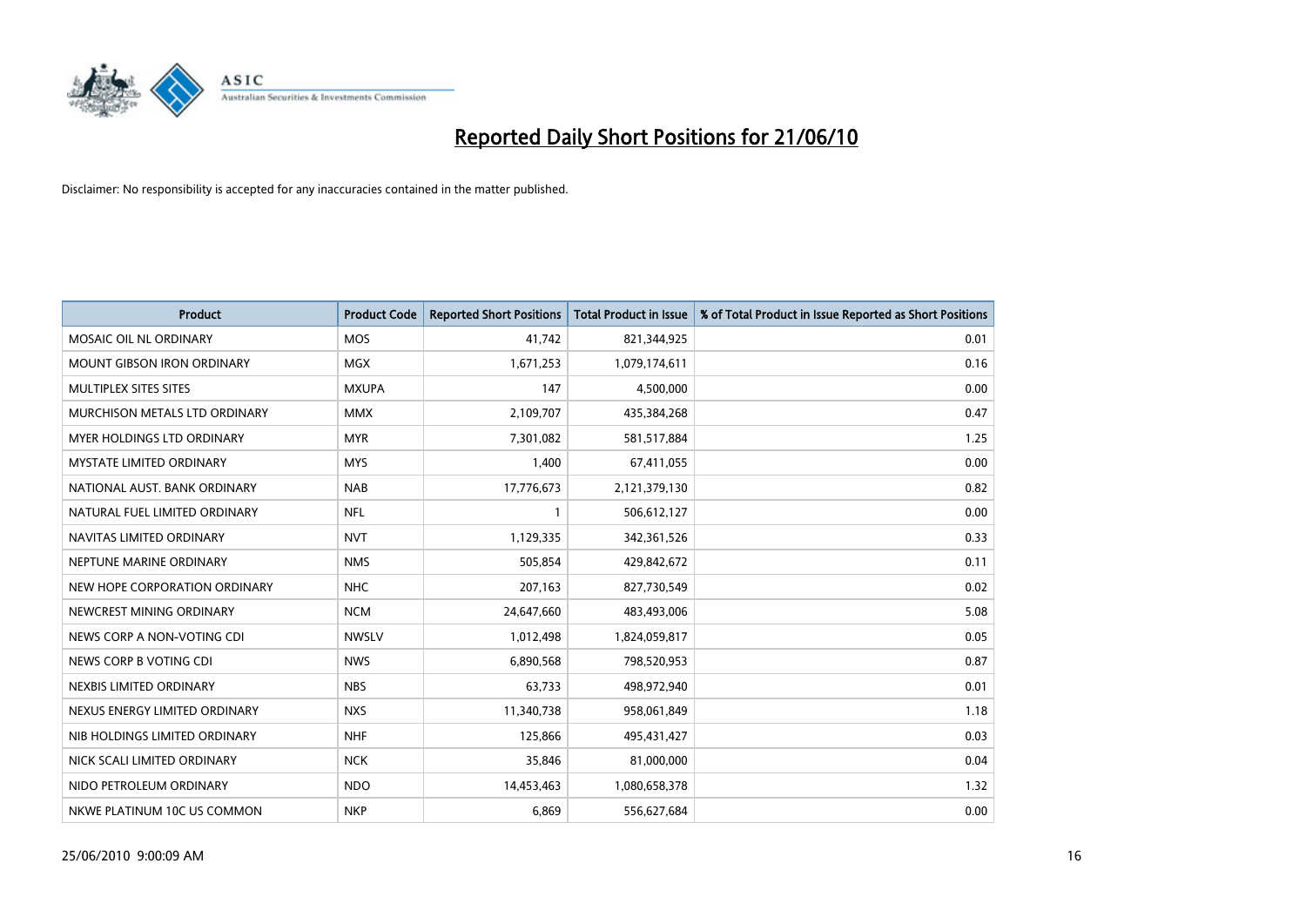# Reported Daily Short Positions for 21/06/10

Disclaimer: No responsibility is accepted for any inaccuracies contained in the matter published.

| Product | Product Code | Reported Short Positions | Total Product in Issue | % of Total Product in Issue Reported as Short Positions |
|---|---|---|---|---|
| MOSAIC OIL NL ORDINARY | MOS | 41,742 | 821,344,925 | 0.01 |
| MOUNT GIBSON IRON ORDINARY | MGX | 1,671,253 | 1,079,174,611 | 0.16 |
| MULTIPLEX SITES SITES | MXUPA | 147 | 4,500,000 | 0.00 |
| MURCHISON METALS LTD ORDINARY | MMX | 2,109,707 | 435,384,268 | 0.47 |
| MYER HOLDINGS LTD ORDINARY | MYR | 7,301,082 | 581,517,884 | 1.25 |
| MYSTATE LIMITED ORDINARY | MYS | 1,400 | 67,411,055 | 0.00 |
| NATIONAL AUST. BANK ORDINARY | NAB | 17,776,673 | 2,121,379,130 | 0.82 |
| NATURAL FUEL LIMITED ORDINARY | NFL | 1 | 506,612,127 | 0.00 |
| NAVITAS LIMITED ORDINARY | NVT | 1,129,335 | 342,361,526 | 0.33 |
| NEPTUNE MARINE ORDINARY | NMS | 505,854 | 429,842,672 | 0.11 |
| NEW HOPE CORPORATION ORDINARY | NHC | 207,163 | 827,730,549 | 0.02 |
| NEWCREST MINING ORDINARY | NCM | 24,647,660 | 483,493,006 | 5.08 |
| NEWS CORP A NON-VOTING CDI | NWSLV | 1,012,498 | 1,824,059,817 | 0.05 |
| NEWS CORP B VOTING CDI | NWS | 6,890,568 | 798,520,953 | 0.87 |
| NEXBIS LIMITED ORDINARY | NBS | 63,733 | 498,972,940 | 0.01 |
| NEXUS ENERGY LIMITED ORDINARY | NXS | 11,340,738 | 958,061,849 | 1.18 |
| NIB HOLDINGS LIMITED ORDINARY | NHF | 125,866 | 495,431,427 | 0.03 |
| NICK SCALI LIMITED ORDINARY | NCK | 35,846 | 81,000,000 | 0.04 |
| NIDO PETROLEUM ORDINARY | NDO | 14,453,463 | 1,080,658,378 | 1.32 |
| NKWE PLATINUM 10C US COMMON | NKP | 6,869 | 556,627,684 | 0.00 |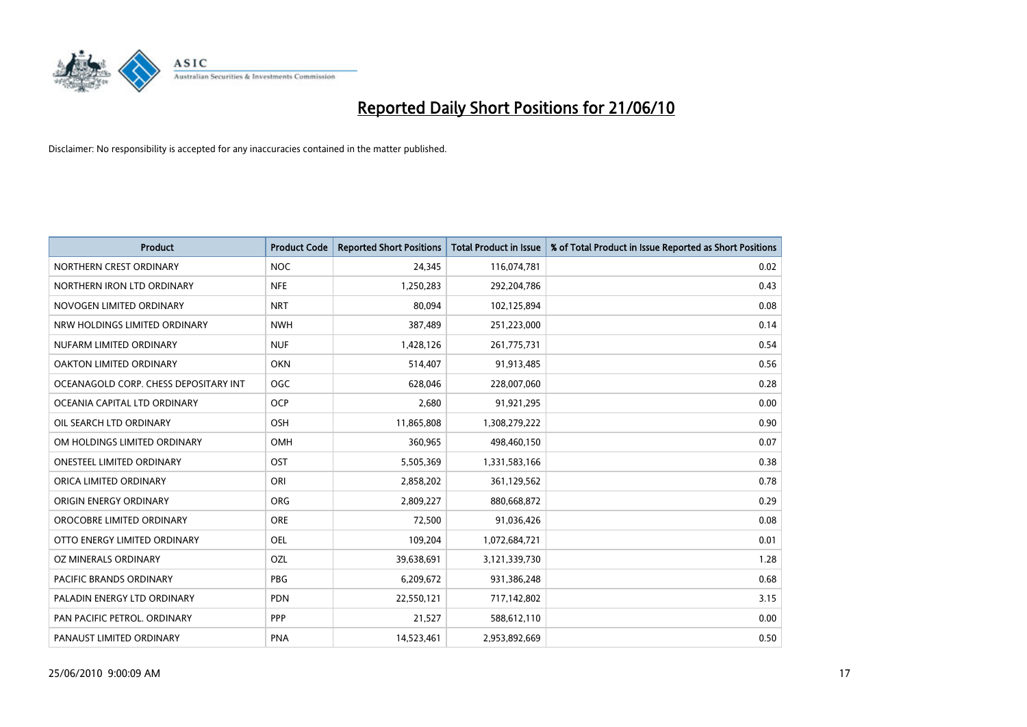# Reported Daily Short Positions for 21/06/10

Disclaimer: No responsibility is accepted for any inaccuracies contained in the matter published.

| Product | Product Code | Reported Short Positions | Total Product in Issue | % of Total Product in Issue Reported as Short Positions |
|---|---|---|---|---|
| NORTHERN CREST ORDINARY | NOC | 24,345 | 116,074,781 | 0.02 |
| NORTHERN IRON LTD ORDINARY | NFE | 1,250,283 | 292,204,786 | 0.43 |
| NOVOGEN LIMITED ORDINARY | NRT | 80,094 | 102,125,894 | 0.08 |
| NRW HOLDINGS LIMITED ORDINARY | NWH | 387,489 | 251,223,000 | 0.14 |
| NUFARM LIMITED ORDINARY | NUF | 1,428,126 | 261,775,731 | 0.54 |
| OAKTON LIMITED ORDINARY | OKN | 514,407 | 91,913,485 | 0.56 |
| OCEANAGOLD CORP. CHESS DEPOSITARY INT | OGC | 628,046 | 228,007,060 | 0.28 |
| OCEANIA CAPITAL LTD ORDINARY | OCP | 2,680 | 91,921,295 | 0.00 |
| OIL SEARCH LTD ORDINARY | OSH | 11,865,808 | 1,308,279,222 | 0.90 |
| OM HOLDINGS LIMITED ORDINARY | OMH | 360,965 | 498,460,150 | 0.07 |
| ONESTEEL LIMITED ORDINARY | OST | 5,505,369 | 1,331,583,166 | 0.38 |
| ORICA LIMITED ORDINARY | ORI | 2,858,202 | 361,129,562 | 0.78 |
| ORIGIN ENERGY ORDINARY | ORG | 2,809,227 | 880,668,872 | 0.29 |
| OROCOBRE LIMITED ORDINARY | ORE | 72,500 | 91,036,426 | 0.08 |
| OTTO ENERGY LIMITED ORDINARY | OEL | 109,204 | 1,072,684,721 | 0.01 |
| OZ MINERALS ORDINARY | OZL | 39,638,691 | 3,121,339,730 | 1.28 |
| PACIFIC BRANDS ORDINARY | PBG | 6,209,672 | 931,386,248 | 0.68 |
| PALADIN ENERGY LTD ORDINARY | PDN | 22,550,121 | 717,142,802 | 3.15 |
| PAN PACIFIC PETROL. ORDINARY | PPP | 21,527 | 588,612,110 | 0.00 |
| PANAUST LIMITED ORDINARY | PNA | 14,523,461 | 2,953,892,669 | 0.50 |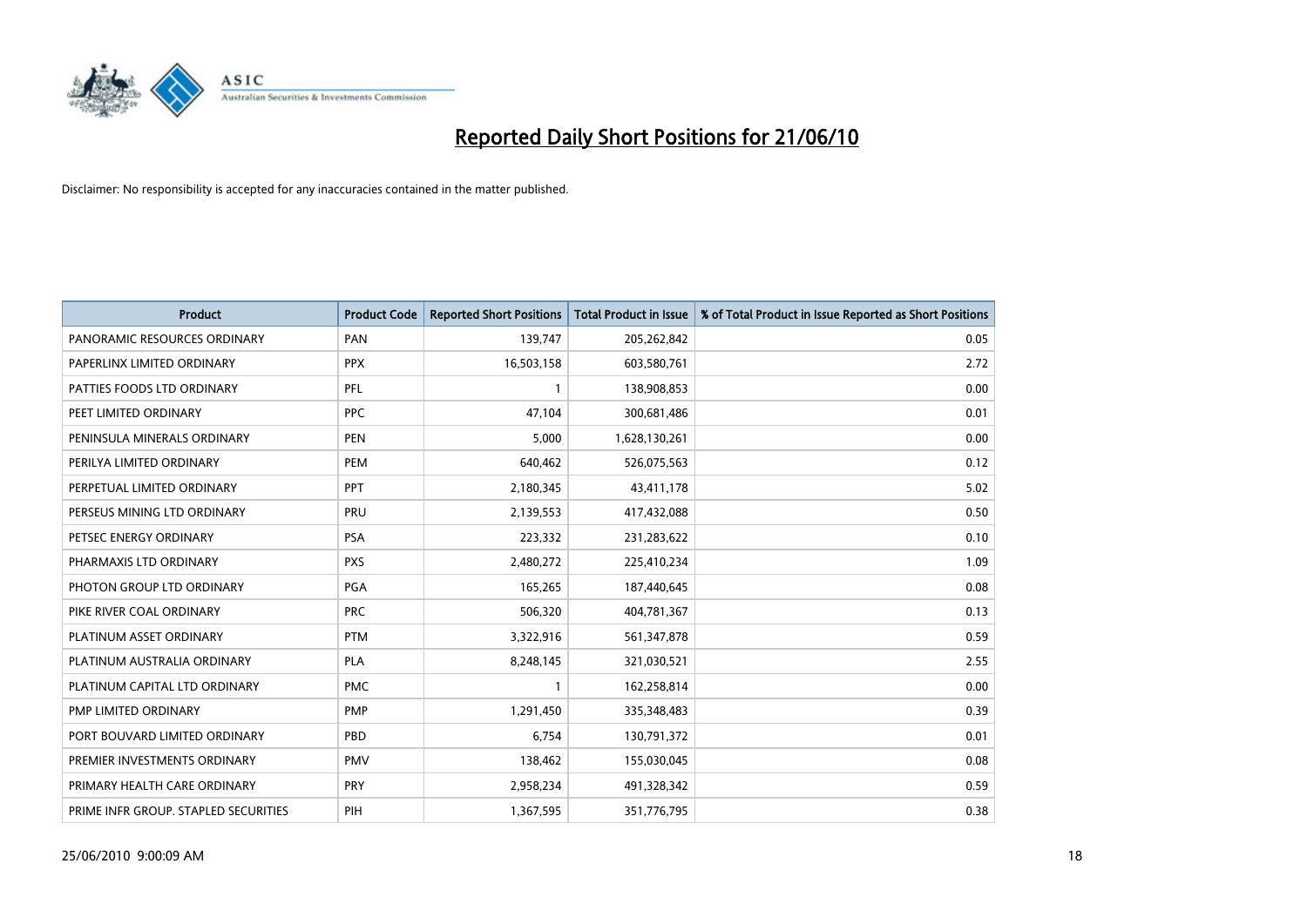# Reported Daily Short Positions for 21/06/10

Disclaimer: No responsibility is accepted for any inaccuracies contained in the matter published.

| Product | Product Code | Reported Short Positions | Total Product in Issue | % of Total Product in Issue Reported as Short Positions |
|---|---|---|---|---|
| PANORAMIC RESOURCES ORDINARY | PAN | 139,747 | 205,262,842 | 0.05 |
| PAPERLINX LIMITED ORDINARY | PPX | 16,503,158 | 603,580,761 | 2.72 |
| PATTIES FOODS LTD ORDINARY | PFL | 1 | 138,908,853 | 0.00 |
| PEET LIMITED ORDINARY | PPC | 47,104 | 300,681,486 | 0.01 |
| PENINSULA MINERALS ORDINARY | PEN | 5,000 | 1,628,130,261 | 0.00 |
| PERILYA LIMITED ORDINARY | PEM | 640,462 | 526,075,563 | 0.12 |
| PERPETUAL LIMITED ORDINARY | PPT | 2,180,345 | 43,411,178 | 5.02 |
| PERSEUS MINING LTD ORDINARY | PRU | 2,139,553 | 417,432,088 | 0.50 |
| PETSEC ENERGY ORDINARY | PSA | 223,332 | 231,283,622 | 0.10 |
| PHARMAXIS LTD ORDINARY | PXS | 2,480,272 | 225,410,234 | 1.09 |
| PHOTON GROUP LTD ORDINARY | PGA | 165,265 | 187,440,645 | 0.08 |
| PIKE RIVER COAL ORDINARY | PRC | 506,320 | 404,781,367 | 0.13 |
| PLATINUM ASSET ORDINARY | PTM | 3,322,916 | 561,347,878 | 0.59 |
| PLATINUM AUSTRALIA ORDINARY | PLA | 8,248,145 | 321,030,521 | 2.55 |
| PLATINUM CAPITAL LTD ORDINARY | PMC | 1 | 162,258,814 | 0.00 |
| PMP LIMITED ORDINARY | PMP | 1,291,450 | 335,348,483 | 0.39 |
| PORT BOUVARD LIMITED ORDINARY | PBD | 6,754 | 130,791,372 | 0.01 |
| PREMIER INVESTMENTS ORDINARY | PMV | 138,462 | 155,030,045 | 0.08 |
| PRIMARY HEALTH CARE ORDINARY | PRY | 2,958,234 | 491,328,342 | 0.59 |
| PRIME INFR GROUP. STAPLED SECURITIES | PIH | 1,367,595 | 351,776,795 | 0.38 |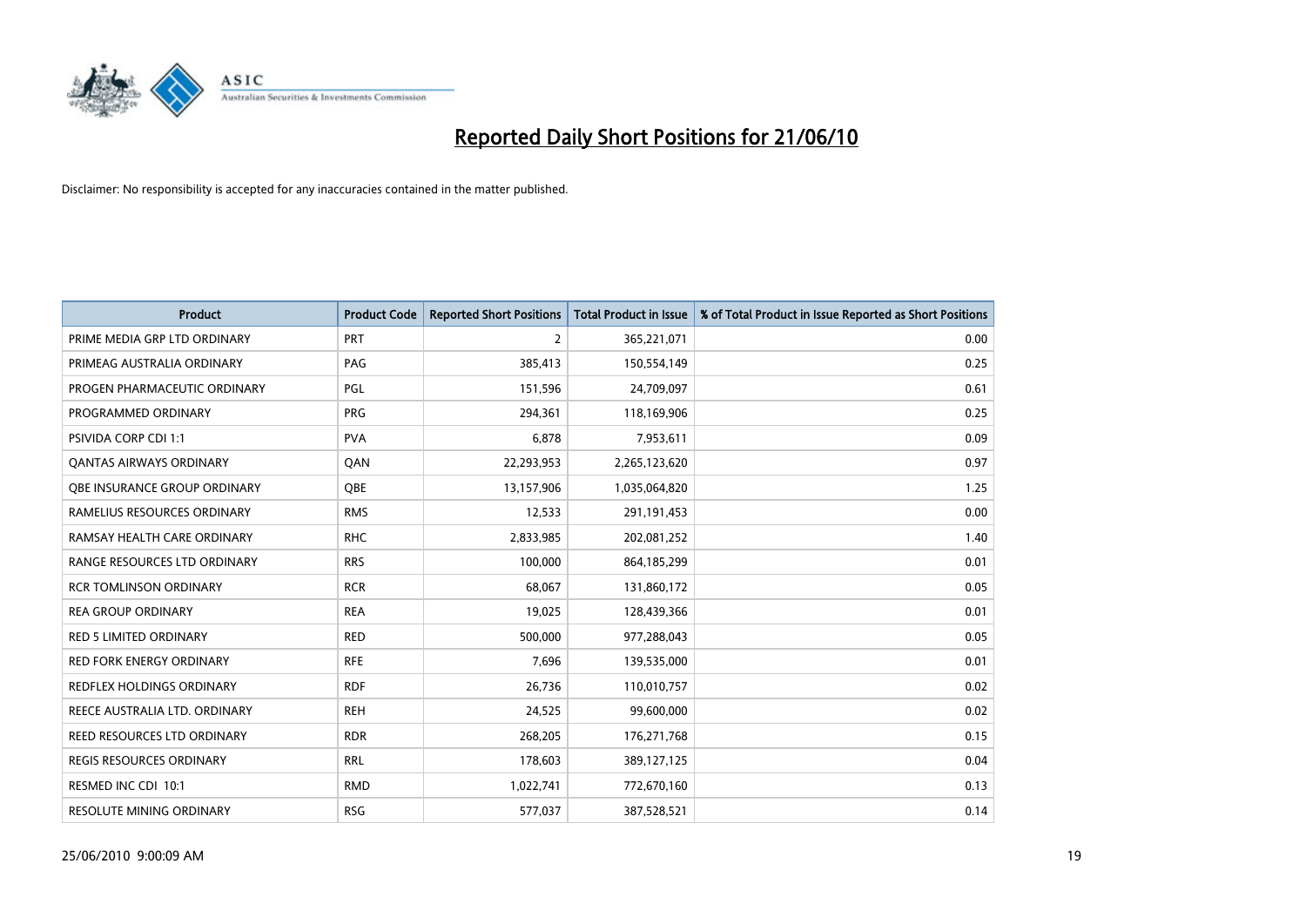# Reported Daily Short Positions for 21/06/10

Disclaimer: No responsibility is accepted for any inaccuracies contained in the matter published.

| Product | Product Code | Reported Short Positions | Total Product in Issue | % of Total Product in Issue Reported as Short Positions |
|---|---|---|---|---|
| PRIME MEDIA GRP LTD ORDINARY | PRT | 2 | 365,221,071 | 0.00 |
| PRIMEAG AUSTRALIA ORDINARY | PAG | 385,413 | 150,554,149 | 0.25 |
| PROGEN PHARMACEUTIC ORDINARY | PGL | 151,596 | 24,709,097 | 0.61 |
| PROGRAMMED ORDINARY | PRG | 294,361 | 118,169,906 | 0.25 |
| PSIVIDA CORP CDI 1:1 | PVA | 6,878 | 7,953,611 | 0.09 |
| QANTAS AIRWAYS ORDINARY | QAN | 22,293,953 | 2,265,123,620 | 0.97 |
| QBE INSURANCE GROUP ORDINARY | QBE | 13,157,906 | 1,035,064,820 | 1.25 |
| RAMELIUS RESOURCES ORDINARY | RMS | 12,533 | 291,191,453 | 0.00 |
| RAMSAY HEALTH CARE ORDINARY | RHC | 2,833,985 | 202,081,252 | 1.40 |
| RANGE RESOURCES LTD ORDINARY | RRS | 100,000 | 864,185,299 | 0.01 |
| RCR TOMLINSON ORDINARY | RCR | 68,067 | 131,860,172 | 0.05 |
| REA GROUP ORDINARY | REA | 19,025 | 128,439,366 | 0.01 |
| RED 5 LIMITED ORDINARY | RED | 500,000 | 977,288,043 | 0.05 |
| RED FORK ENERGY ORDINARY | RFE | 7,696 | 139,535,000 | 0.01 |
| REDFLEX HOLDINGS ORDINARY | RDF | 26,736 | 110,010,757 | 0.02 |
| REECE AUSTRALIA LTD. ORDINARY | REH | 24,525 | 99,600,000 | 0.02 |
| REED RESOURCES LTD ORDINARY | RDR | 268,205 | 176,271,768 | 0.15 |
| REGIS RESOURCES ORDINARY | RRL | 178,603 | 389,127,125 | 0.04 |
| RESMED INC CDI 10:1 | RMD | 1,022,741 | 772,670,160 | 0.13 |
| RESOLUTE MINING ORDINARY | RSG | 577,037 | 387,528,521 | 0.14 |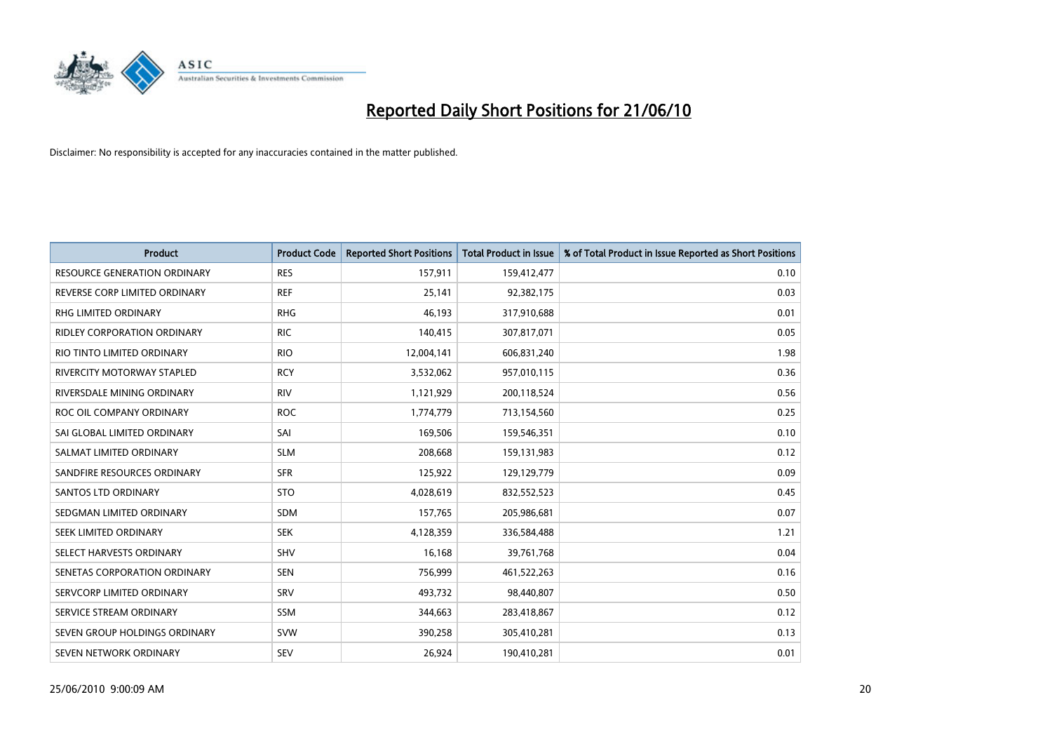# Reported Daily Short Positions for 21/06/10

Disclaimer: No responsibility is accepted for any inaccuracies contained in the matter published.

| Product | Product Code | Reported Short Positions | Total Product in Issue | % of Total Product in Issue Reported as Short Positions |
|---|---|---|---|---|
| RESOURCE GENERATION ORDINARY | RES | 157,911 | 159,412,477 | 0.10 |
| REVERSE CORP LIMITED ORDINARY | REF | 25,141 | 92,382,175 | 0.03 |
| RHG LIMITED ORDINARY | RHG | 46,193 | 317,910,688 | 0.01 |
| RIDLEY CORPORATION ORDINARY | RIC | 140,415 | 307,817,071 | 0.05 |
| RIO TINTO LIMITED ORDINARY | RIO | 12,004,141 | 606,831,240 | 1.98 |
| RIVERCITY MOTORWAY STAPLED | RCY | 3,532,062 | 957,010,115 | 0.36 |
| RIVERSDALE MINING ORDINARY | RIV | 1,121,929 | 200,118,524 | 0.56 |
| ROC OIL COMPANY ORDINARY | ROC | 1,774,779 | 713,154,560 | 0.25 |
| SAI GLOBAL LIMITED ORDINARY | SAI | 169,506 | 159,546,351 | 0.10 |
| SALMAT LIMITED ORDINARY | SLM | 208,668 | 159,131,983 | 0.12 |
| SANDFIRE RESOURCES ORDINARY | SFR | 125,922 | 129,129,779 | 0.09 |
| SANTOS LTD ORDINARY | STO | 4,028,619 | 832,552,523 | 0.45 |
| SEDGMAN LIMITED ORDINARY | SDM | 157,765 | 205,986,681 | 0.07 |
| SEEK LIMITED ORDINARY | SEK | 4,128,359 | 336,584,488 | 1.21 |
| SELECT HARVESTS ORDINARY | SHV | 16,168 | 39,761,768 | 0.04 |
| SENETAS CORPORATION ORDINARY | SEN | 756,999 | 461,522,263 | 0.16 |
| SERVCORP LIMITED ORDINARY | SRV | 493,732 | 98,440,807 | 0.50 |
| SERVICE STREAM ORDINARY | SSM | 344,663 | 283,418,867 | 0.12 |
| SEVEN GROUP HOLDINGS ORDINARY | SVW | 390,258 | 305,410,281 | 0.13 |
| SEVEN NETWORK ORDINARY | SEV | 26,924 | 190,410,281 | 0.01 |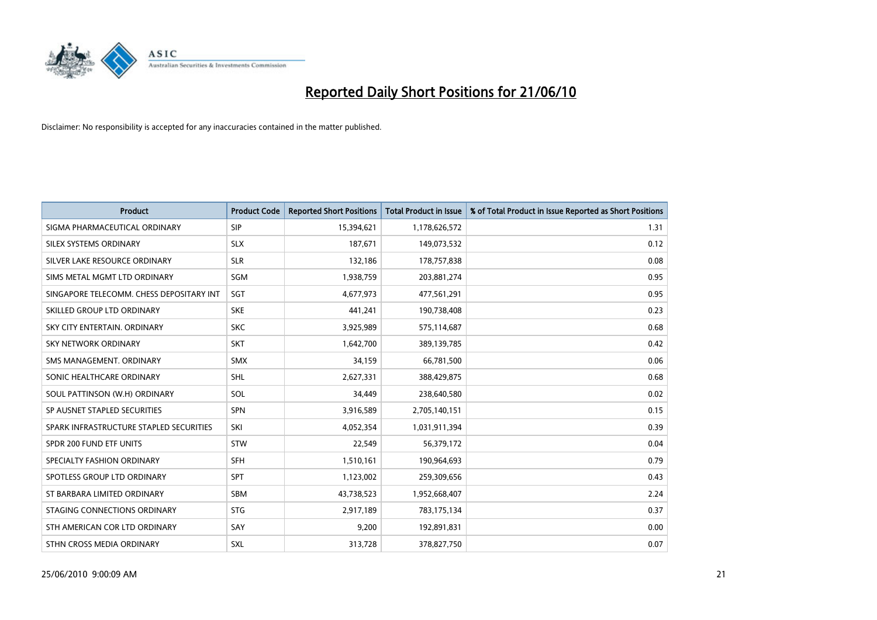# Reported Daily Short Positions for 21/06/10

Disclaimer: No responsibility is accepted for any inaccuracies contained in the matter published.

| Product | Product Code | Reported Short Positions | Total Product in Issue | % of Total Product in Issue Reported as Short Positions |
|---|---|---|---|---|
| SIGMA PHARMACEUTICAL ORDINARY | SIP | 15,394,621 | 1,178,626,572 | 1.31 |
| SILEX SYSTEMS ORDINARY | SLX | 187,671 | 149,073,532 | 0.12 |
| SILVER LAKE RESOURCE ORDINARY | SLR | 132,186 | 178,757,838 | 0.08 |
| SIMS METAL MGMT LTD ORDINARY | SGM | 1,938,759 | 203,881,274 | 0.95 |
| SINGAPORE TELECOMM. CHESS DEPOSITARY INT | SGT | 4,677,973 | 477,561,291 | 0.95 |
| SKILLED GROUP LTD ORDINARY | SKE | 441,241 | 190,738,408 | 0.23 |
| SKY CITY ENTERTAIN. ORDINARY | SKC | 3,925,989 | 575,114,687 | 0.68 |
| SKY NETWORK ORDINARY | SKT | 1,642,700 | 389,139,785 | 0.42 |
| SMS MANAGEMENT. ORDINARY | SMX | 34,159 | 66,781,500 | 0.06 |
| SONIC HEALTHCARE ORDINARY | SHL | 2,627,331 | 388,429,875 | 0.68 |
| SOUL PATTINSON (W.H) ORDINARY | SOL | 34,449 | 238,640,580 | 0.02 |
| SP AUSNET STAPLED SECURITIES | SPN | 3,916,589 | 2,705,140,151 | 0.15 |
| SPARK INFRASTRUCTURE STAPLED SECURITIES | SKI | 4,052,354 | 1,031,911,394 | 0.39 |
| SPDR 200 FUND ETF UNITS | STW | 22,549 | 56,379,172 | 0.04 |
| SPECIALTY FASHION ORDINARY | SFH | 1,510,161 | 190,964,693 | 0.79 |
| SPOTLESS GROUP LTD ORDINARY | SPT | 1,123,002 | 259,309,656 | 0.43 |
| ST BARBARA LIMITED ORDINARY | SBM | 43,738,523 | 1,952,668,407 | 2.24 |
| STAGING CONNECTIONS ORDINARY | STG | 2,917,189 | 783,175,134 | 0.37 |
| STH AMERICAN COR LTD ORDINARY | SAY | 9,200 | 192,891,831 | 0.00 |
| STHN CROSS MEDIA ORDINARY | SXL | 313,728 | 378,827,750 | 0.07 |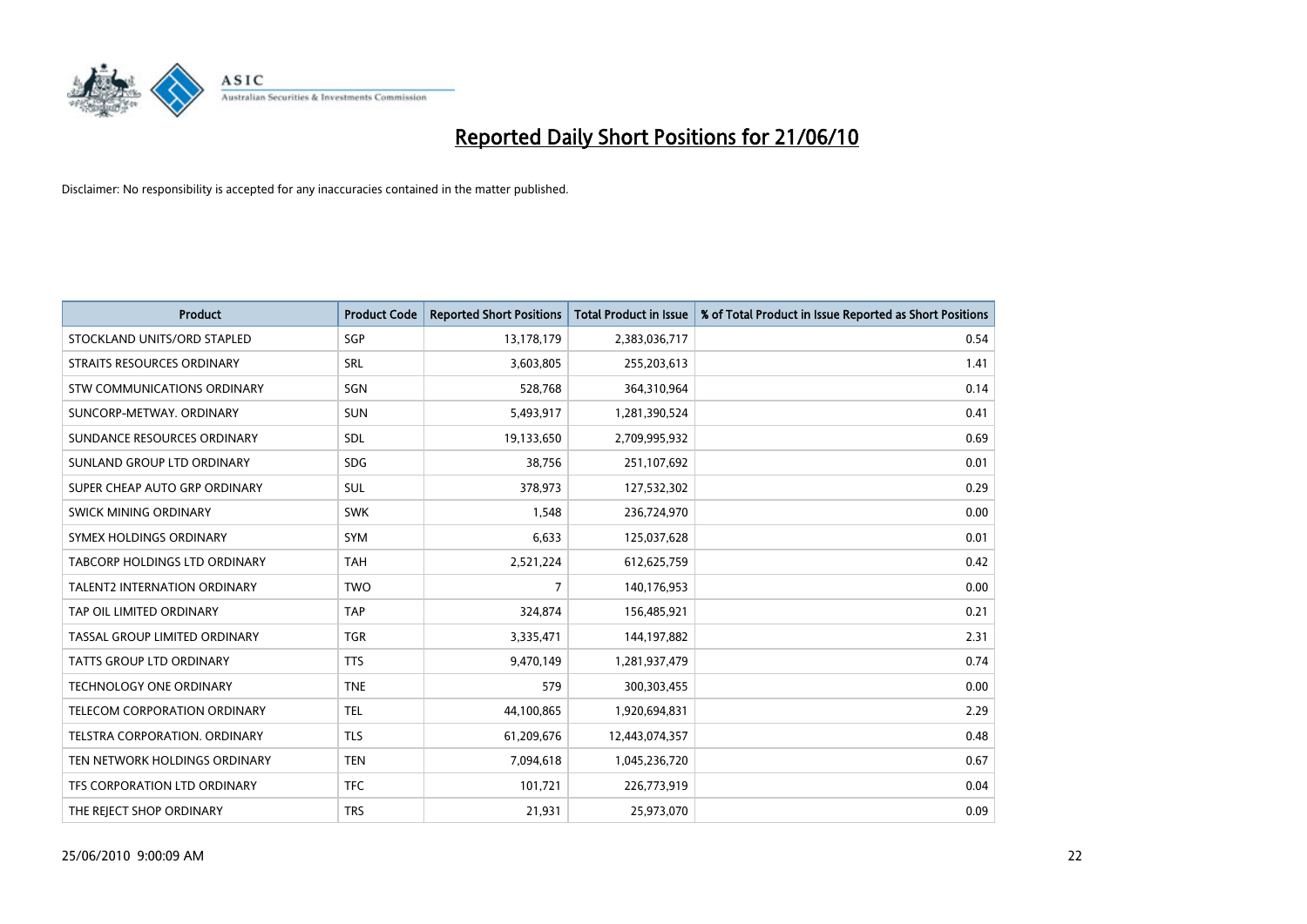# Reported Daily Short Positions for 21/06/10

Disclaimer: No responsibility is accepted for any inaccuracies contained in the matter published.

| Product | Product Code | Reported Short Positions | Total Product in Issue | % of Total Product in Issue Reported as Short Positions |
|---|---|---|---|---|
| STOCKLAND UNITS/ORD STAPLED | SGP | 13,178,179 | 2,383,036,717 | 0.54 |
| STRAITS RESOURCES ORDINARY | SRL | 3,603,805 | 255,203,613 | 1.41 |
| STW COMMUNICATIONS ORDINARY | SGN | 528,768 | 364,310,964 | 0.14 |
| SUNCORP-METWAY. ORDINARY | SUN | 5,493,917 | 1,281,390,524 | 0.41 |
| SUNDANCE RESOURCES ORDINARY | SDL | 19,133,650 | 2,709,995,932 | 0.69 |
| SUNLAND GROUP LTD ORDINARY | SDG | 38,756 | 251,107,692 | 0.01 |
| SUPER CHEAP AUTO GRP ORDINARY | SUL | 378,973 | 127,532,302 | 0.29 |
| SWICK MINING ORDINARY | SWK | 1,548 | 236,724,970 | 0.00 |
| SYMEX HOLDINGS ORDINARY | SYM | 6,633 | 125,037,628 | 0.01 |
| TABCORP HOLDINGS LTD ORDINARY | TAH | 2,521,224 | 612,625,759 | 0.42 |
| TALENT2 INTERNATION ORDINARY | TWO | 7 | 140,176,953 | 0.00 |
| TAP OIL LIMITED ORDINARY | TAP | 324,874 | 156,485,921 | 0.21 |
| TASSAL GROUP LIMITED ORDINARY | TGR | 3,335,471 | 144,197,882 | 2.31 |
| TATTS GROUP LTD ORDINARY | TTS | 9,470,149 | 1,281,937,479 | 0.74 |
| TECHNOLOGY ONE ORDINARY | TNE | 579 | 300,303,455 | 0.00 |
| TELECOM CORPORATION ORDINARY | TEL | 44,100,865 | 1,920,694,831 | 2.29 |
| TELSTRA CORPORATION. ORDINARY | TLS | 61,209,676 | 12,443,074,357 | 0.48 |
| TEN NETWORK HOLDINGS ORDINARY | TEN | 7,094,618 | 1,045,236,720 | 0.67 |
| TFS CORPORATION LTD ORDINARY | TFC | 101,721 | 226,773,919 | 0.04 |
| THE REJECT SHOP ORDINARY | TRS | 21,931 | 25,973,070 | 0.09 |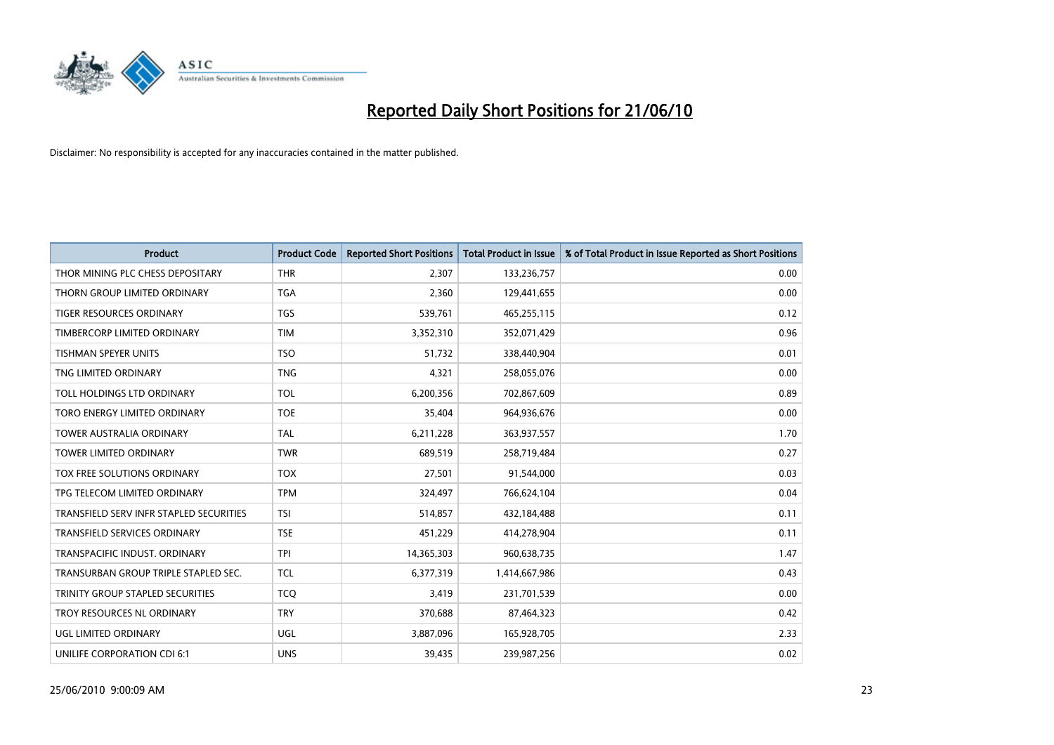# Reported Daily Short Positions for 21/06/10

Disclaimer: No responsibility is accepted for any inaccuracies contained in the matter published.

| Product | Product Code | Reported Short Positions | Total Product in Issue | % of Total Product in Issue Reported as Short Positions |
|---|---|---|---|---|
| THOR MINING PLC CHESS DEPOSITARY | THR | 2,307 | 133,236,757 | 0.00 |
| THORN GROUP LIMITED ORDINARY | TGA | 2,360 | 129,441,655 | 0.00 |
| TIGER RESOURCES ORDINARY | TGS | 539,761 | 465,255,115 | 0.12 |
| TIMBERCORP LIMITED ORDINARY | TIM | 3,352,310 | 352,071,429 | 0.96 |
| TISHMAN SPEYER UNITS | TSO | 51,732 | 338,440,904 | 0.01 |
| TNG LIMITED ORDINARY | TNG | 4,321 | 258,055,076 | 0.00 |
| TOLL HOLDINGS LTD ORDINARY | TOL | 6,200,356 | 702,867,609 | 0.89 |
| TORO ENERGY LIMITED ORDINARY | TOE | 35,404 | 964,936,676 | 0.00 |
| TOWER AUSTRALIA ORDINARY | TAL | 6,211,228 | 363,937,557 | 1.70 |
| TOWER LIMITED ORDINARY | TWR | 689,519 | 258,719,484 | 0.27 |
| TOX FREE SOLUTIONS ORDINARY | TOX | 27,501 | 91,544,000 | 0.03 |
| TPG TELECOM LIMITED ORDINARY | TPM | 324,497 | 766,624,104 | 0.04 |
| TRANSFIELD SERV INFR STAPLED SECURITIES | TSI | 514,857 | 432,184,488 | 0.11 |
| TRANSFIELD SERVICES ORDINARY | TSE | 451,229 | 414,278,904 | 0.11 |
| TRANSPACIFIC INDUST. ORDINARY | TPI | 14,365,303 | 960,638,735 | 1.47 |
| TRANSURBAN GROUP TRIPLE STAPLED SEC. | TCL | 6,377,319 | 1,414,667,986 | 0.43 |
| TRINITY GROUP STAPLED SECURITIES | TCQ | 3,419 | 231,701,539 | 0.00 |
| TROY RESOURCES NL ORDINARY | TRY | 370,688 | 87,464,323 | 0.42 |
| UGL LIMITED ORDINARY | UGL | 3,887,096 | 165,928,705 | 2.33 |
| UNILIFE CORPORATION CDI 6:1 | UNS | 39,435 | 239,987,256 | 0.02 |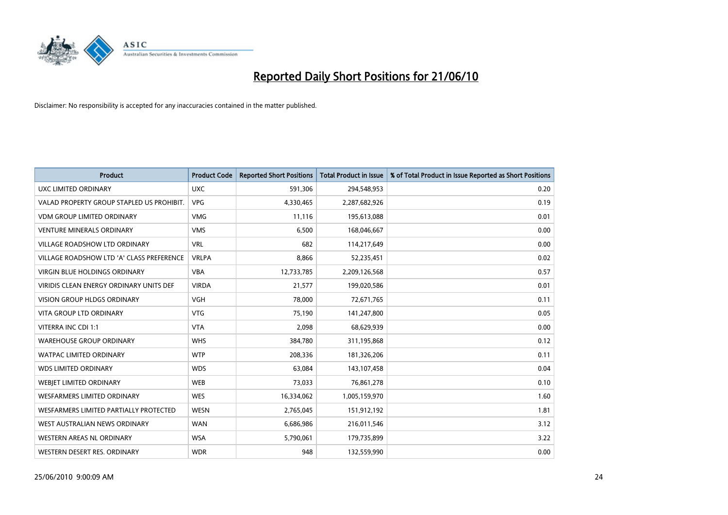# Reported Daily Short Positions for 21/06/10

Disclaimer: No responsibility is accepted for any inaccuracies contained in the matter published.

| Product | Product Code | Reported Short Positions | Total Product in Issue | % of Total Product in Issue Reported as Short Positions |
|---|---|---|---|---|
| UXC LIMITED ORDINARY | UXC | 591,306 | 294,548,953 | 0.20 |
| VALAD PROPERTY GROUP STAPLED US PROHIBIT. | VPG | 4,330,465 | 2,287,682,926 | 0.19 |
| VDM GROUP LIMITED ORDINARY | VMG | 11,116 | 195,613,088 | 0.01 |
| VENTURE MINERALS ORDINARY | VMS | 6,500 | 168,046,667 | 0.00 |
| VILLAGE ROADSHOW LTD ORDINARY | VRL | 682 | 114,217,649 | 0.00 |
| VILLAGE ROADSHOW LTD 'A' CLASS PREFERENCE | VRLPA | 8,866 | 52,235,451 | 0.02 |
| VIRGIN BLUE HOLDINGS ORDINARY | VBA | 12,733,785 | 2,209,126,568 | 0.57 |
| VIRIDIS CLEAN ENERGY ORDINARY UNITS DEF | VIRDA | 21,577 | 199,020,586 | 0.01 |
| VISION GROUP HLDGS ORDINARY | VGH | 78,000 | 72,671,765 | 0.11 |
| VITA GROUP LTD ORDINARY | VTG | 75,190 | 141,247,800 | 0.05 |
| VITERRA INC CDI 1:1 | VTA | 2,098 | 68,629,939 | 0.00 |
| WAREHOUSE GROUP ORDINARY | WHS | 384,780 | 311,195,868 | 0.12 |
| WATPAC LIMITED ORDINARY | WTP | 208,336 | 181,326,206 | 0.11 |
| WDS LIMITED ORDINARY | WDS | 63,084 | 143,107,458 | 0.04 |
| WEBJET LIMITED ORDINARY | WEB | 73,033 | 76,861,278 | 0.10 |
| WESFARMERS LIMITED ORDINARY | WES | 16,334,062 | 1,005,159,970 | 1.60 |
| WESFARMERS LIMITED PARTIALLY PROTECTED | WESN | 2,765,045 | 151,912,192 | 1.81 |
| WEST AUSTRALIAN NEWS ORDINARY | WAN | 6,686,986 | 216,011,546 | 3.12 |
| WESTERN AREAS NL ORDINARY | WSA | 5,790,061 | 179,735,899 | 3.22 |
| WESTERN DESERT RES. ORDINARY | WDR | 948 | 132,559,990 | 0.00 |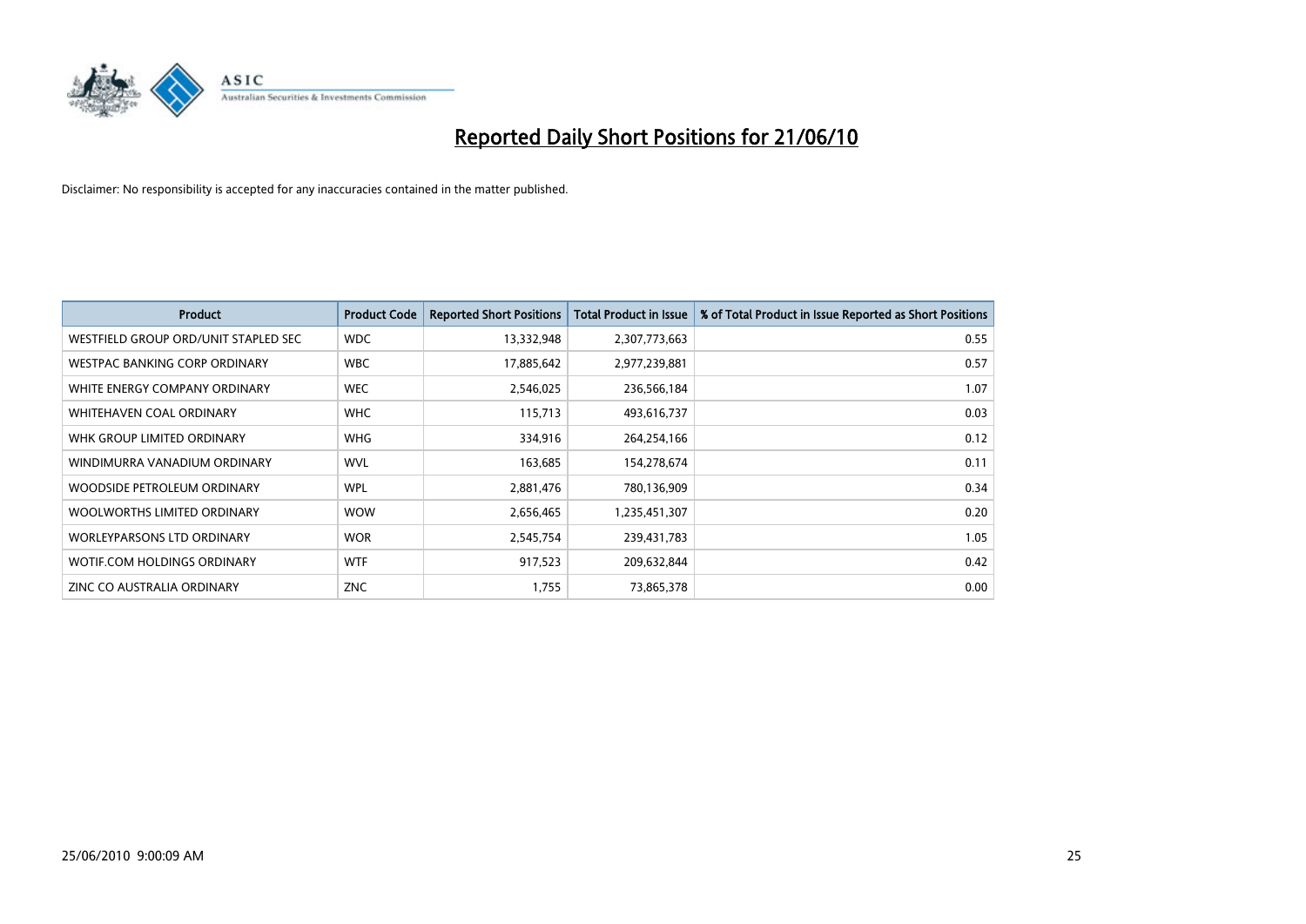# Reported Daily Short Positions for 21/06/10

Disclaimer: No responsibility is accepted for any inaccuracies contained in the matter published.

| Product | Product Code | Reported Short Positions | Total Product in Issue | % of Total Product in Issue Reported as Short Positions |
|---|---|---|---|---|
| WESTFIELD GROUP ORD/UNIT STAPLED SEC | WDC | 13,332,948 | 2,307,773,663 | 0.55 |
| WESTPAC BANKING CORP ORDINARY | WBC | 17,885,642 | 2,977,239,881 | 0.57 |
| WHITE ENERGY COMPANY ORDINARY | WEC | 2,546,025 | 236,566,184 | 1.07 |
| WHITEHAVEN COAL ORDINARY | WHC | 115,713 | 493,616,737 | 0.03 |
| WHK GROUP LIMITED ORDINARY | WHG | 334,916 | 264,254,166 | 0.12 |
| WINDIMURRA VANADIUM ORDINARY | WVL | 163,685 | 154,278,674 | 0.11 |
| WOODSIDE PETROLEUM ORDINARY | WPL | 2,881,476 | 780,136,909 | 0.34 |
| WOOLWORTHS LIMITED ORDINARY | WOW | 2,656,465 | 1,235,451,307 | 0.20 |
| WORLEYPARSONS LTD ORDINARY | WOR | 2,545,754 | 239,431,783 | 1.05 |
| WOTIF.COM HOLDINGS ORDINARY | WTF | 917,523 | 209,632,844 | 0.42 |
| ZINC CO AUSTRALIA ORDINARY | ZNC | 1,755 | 73,865,378 | 0.00 |

25/06/2010 9:00:09 AM